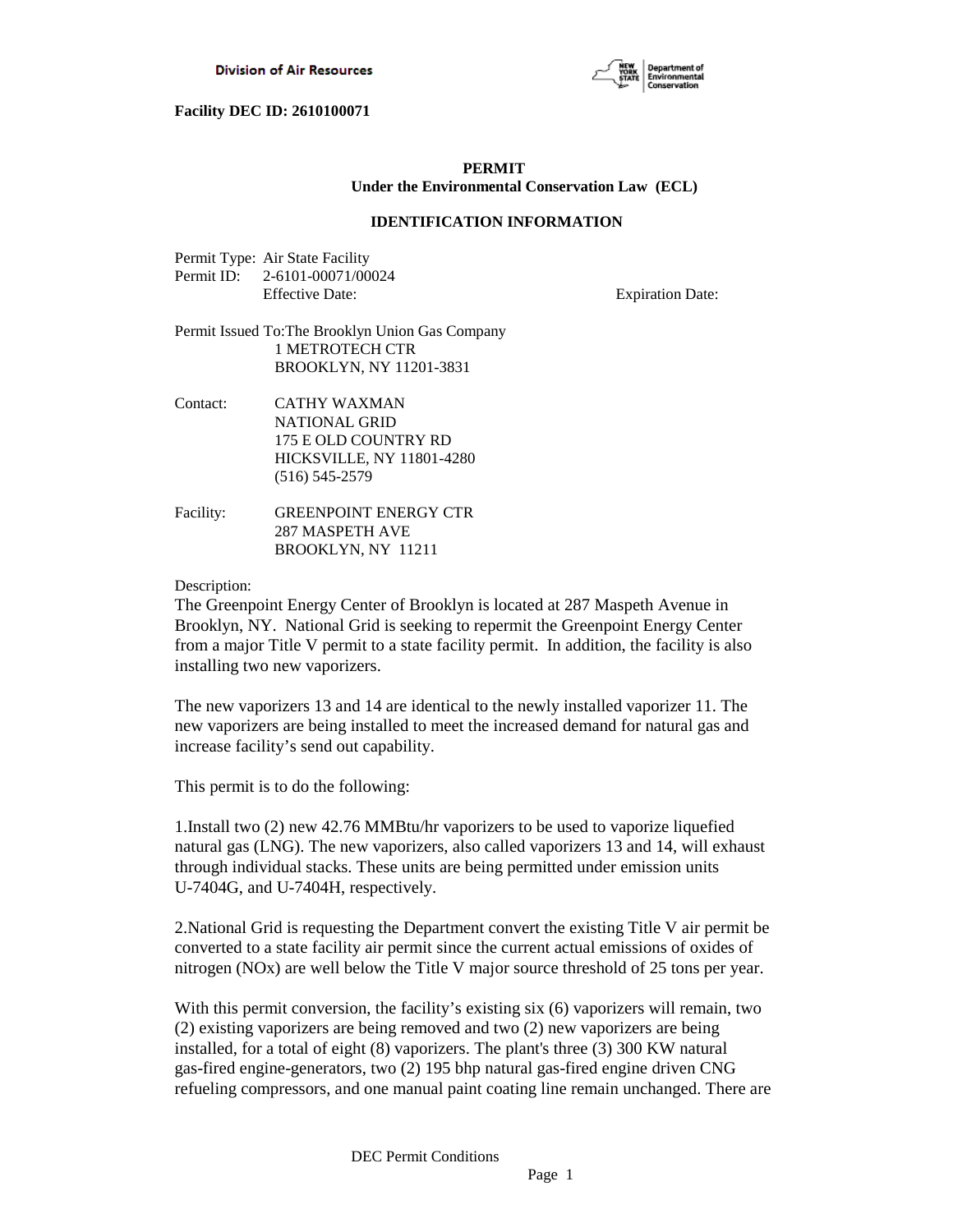**Division of Air Resources**

**Facility DEC ID: 2610100071**

**PERMIT**
**Under the Environmental Conservation Law (ECL)**

**IDENTIFICATION INFORMATION**

Permit Type: Air State Facility
Permit ID: 2-6101-00071/00024
Effective Date: Expiration Date:

Permit Issued To:The Brooklyn Union Gas Company
1 METROTECH CTR
BROOKLYN, NY 11201-3831

Contact: CATHY WAXMAN
NATIONAL GRID
175 E OLD COUNTRY RD
HICKSVILLE, NY 11801-4280
(516) 545-2579

Facility: GREENPOINT ENERGY CTR
287 MASPETH AVE
BROOKLYN, NY 11211

Description:
The Greenpoint Energy Center of Brooklyn is located at 287 Maspeth Avenue in Brooklyn, NY. National Grid is seeking to repermit the Greenpoint Energy Center from a major Title V permit to a state facility permit. In addition, the facility is also installing two new vaporizers.

The new vaporizers 13 and 14 are identical to the newly installed vaporizer 11. The new vaporizers are being installed to meet the increased demand for natural gas and increase facility's send out capability.

This permit is to do the following:

1.Install two (2) new 42.76 MMBtu/hr vaporizers to be used to vaporize liquefied natural gas (LNG). The new vaporizers, also called vaporizers 13 and 14, will exhaust through individual stacks. These units are being permitted under emission units U-7404G, and U-7404H, respectively.

2.National Grid is requesting the Department convert the existing Title V air permit be converted to a state facility air permit since the current actual emissions of oxides of nitrogen (NOx) are well below the Title V major source threshold of 25 tons per year.

With this permit conversion, the facility's existing six (6) vaporizers will remain, two (2) existing vaporizers are being removed and two (2) new vaporizers are being installed, for a total of eight (8) vaporizers. The plant's three (3) 300 KW natural gas-fired engine-generators, two (2) 195 bhp natural gas-fired engine driven CNG refueling compressors, and one manual paint coating line remain unchanged. There are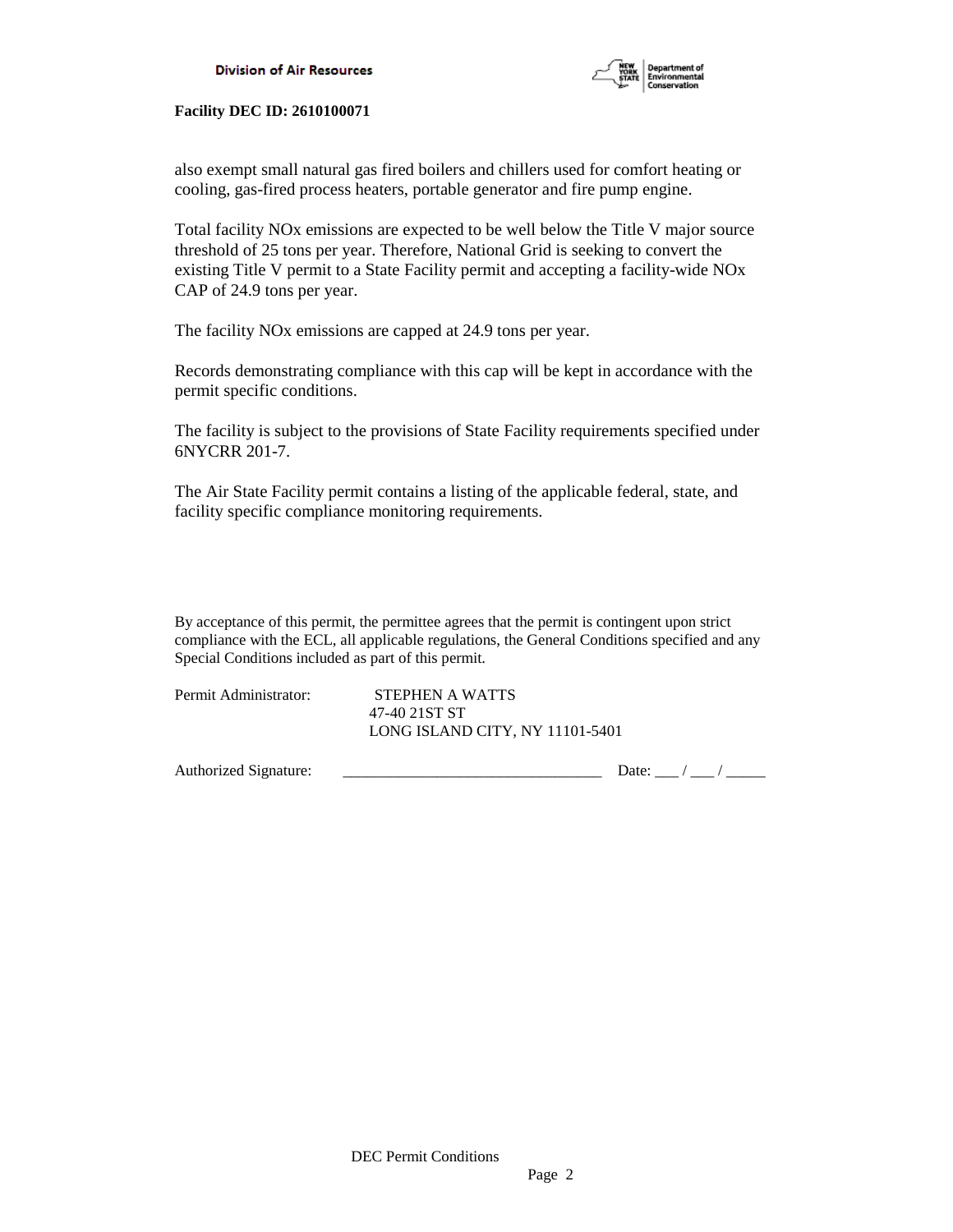also exempt small natural gas fired boilers and chillers used for comfort heating or cooling, gas-fired process heaters, portable generator and fire pump engine.

Total facility NOx emissions are expected to be well below the Title V major source threshold of 25 tons per year. Therefore, National Grid is seeking to convert the existing Title V permit to a State Facility permit and accepting a facility-wide NOx CAP of 24.9 tons per year.

The facility NOx emissions are capped at 24.9 tons per year.

Records demonstrating compliance with this cap will be kept in accordance with the permit specific conditions.

The facility is subject to the provisions of State Facility requirements specified under 6NYCRR 201-7.

The Air State Facility permit contains a listing of the applicable federal, state, and facility specific compliance monitoring requirements.

By acceptance of this permit, the permittee agrees that the permit is contingent upon strict compliance with the ECL, all applicable regulations, the General Conditions specified and any Special Conditions included as part of this permit.

Permit Administrator: STEPHEN A WATTS
47-40 21ST ST
LONG ISLAND CITY, NY 11101-5401

Authorized Signature: _________________________________ Date: ___ / ___ / _____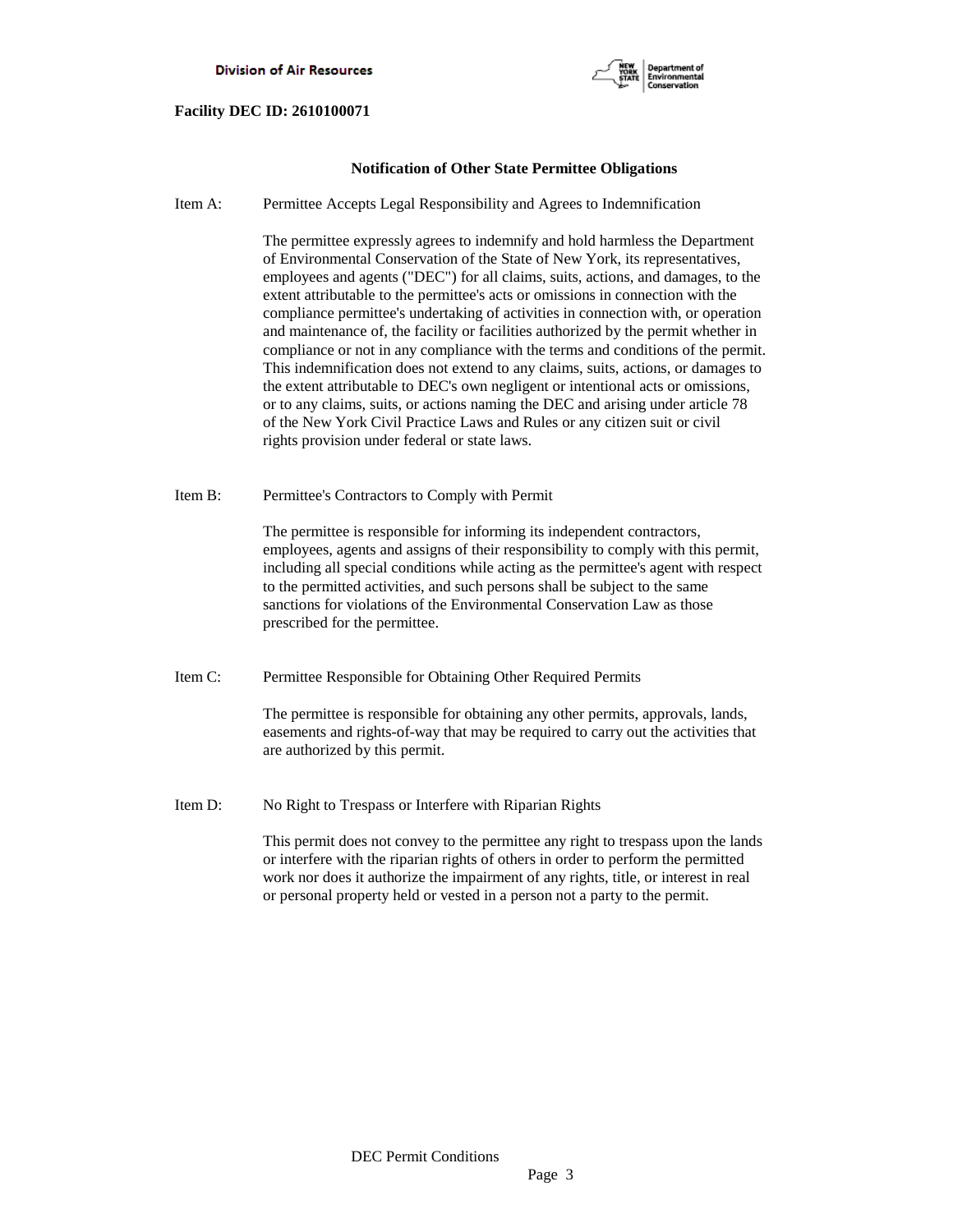**Facility DEC ID: 2610100071**

## Notification of Other State Permittee Obligations

Item A: Permittee Accepts Legal Responsibility and Agrees to Indemnification

The permittee expressly agrees to indemnify and hold harmless the Department of Environmental Conservation of the State of New York, its representatives, employees and agents ("DEC") for all claims, suits, actions, and damages, to the extent attributable to the permittee's acts or omissions in connection with the compliance permittee's undertaking of activities in connection with, or operation and maintenance of, the facility or facilities authorized by the permit whether in compliance or not in any compliance with the terms and conditions of the permit. This indemnification does not extend to any claims, suits, actions, or damages to the extent attributable to DEC's own negligent or intentional acts or omissions, or to any claims, suits, or actions naming the DEC and arising under article 78 of the New York Civil Practice Laws and Rules or any citizen suit or civil rights provision under federal or state laws.

Item B: Permittee's Contractors to Comply with Permit

The permittee is responsible for informing its independent contractors, employees, agents and assigns of their responsibility to comply with this permit, including all special conditions while acting as the permittee's agent with respect to the permitted activities, and such persons shall be subject to the same sanctions for violations of the Environmental Conservation Law as those prescribed for the permittee.

Item C: Permittee Responsible for Obtaining Other Required Permits

The permittee is responsible for obtaining any other permits, approvals, lands, easements and rights-of-way that may be required to carry out the activities that are authorized by this permit.

Item D: No Right to Trespass or Interfere with Riparian Rights

This permit does not convey to the permittee any right to trespass upon the lands or interfere with the riparian rights of others in order to perform the permitted work nor does it authorize the impairment of any rights, title, or interest in real or personal property held or vested in a person not a party to the permit.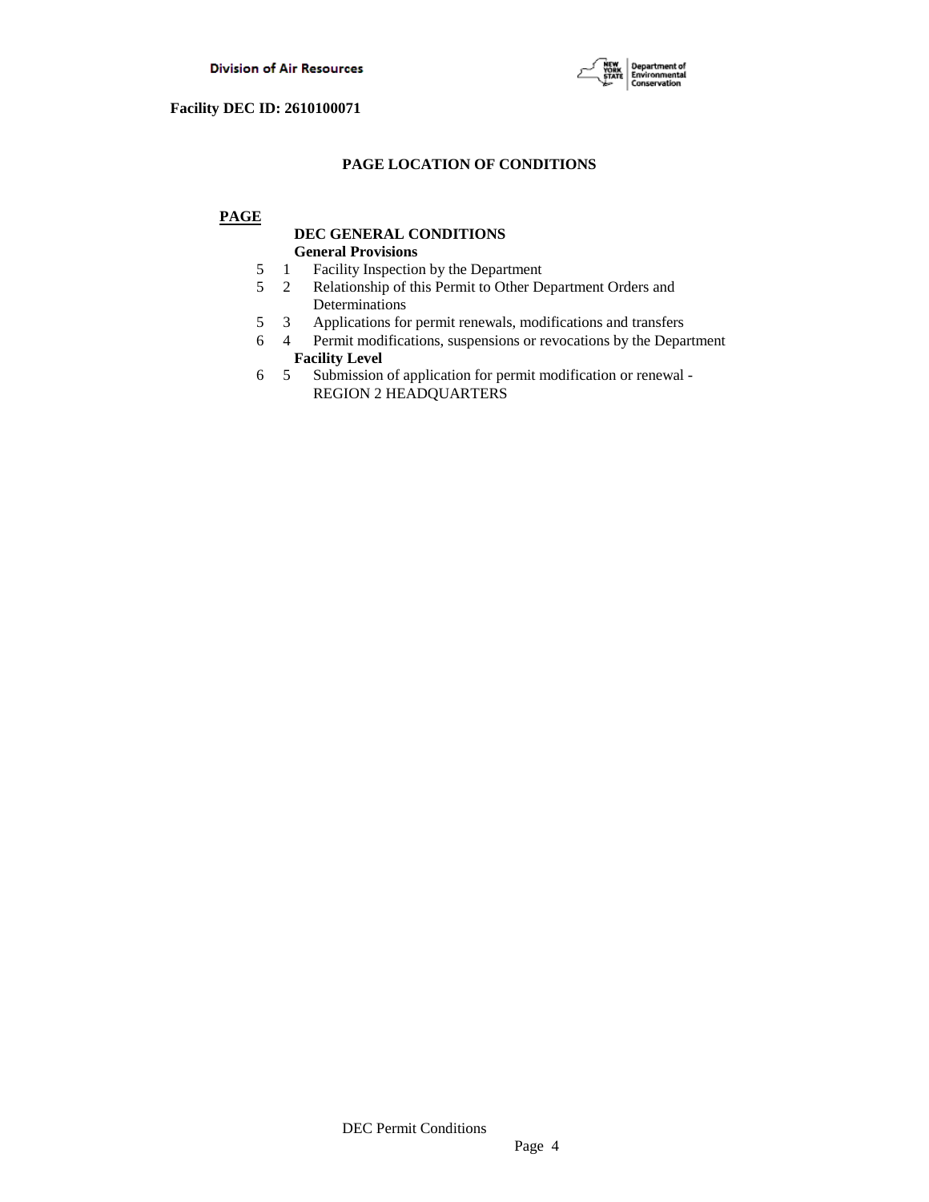Facility DEC ID: 2610100071

## PAGE LOCATION OF CONDITIONS

**PAGE**

**DEC GENERAL CONDITIONS**

**General Provisions**

5 1 Facility Inspection by the Department

5 2 Relationship of this Permit to Other Department Orders and Determinations

5 3 Applications for permit renewals, modifications and transfers

6 4 Permit modifications, suspensions or revocations by the Department

**Facility Level**

6 5 Submission of application for permit modification or renewal - REGION 2 HEADQUARTERS

DEC Permit Conditions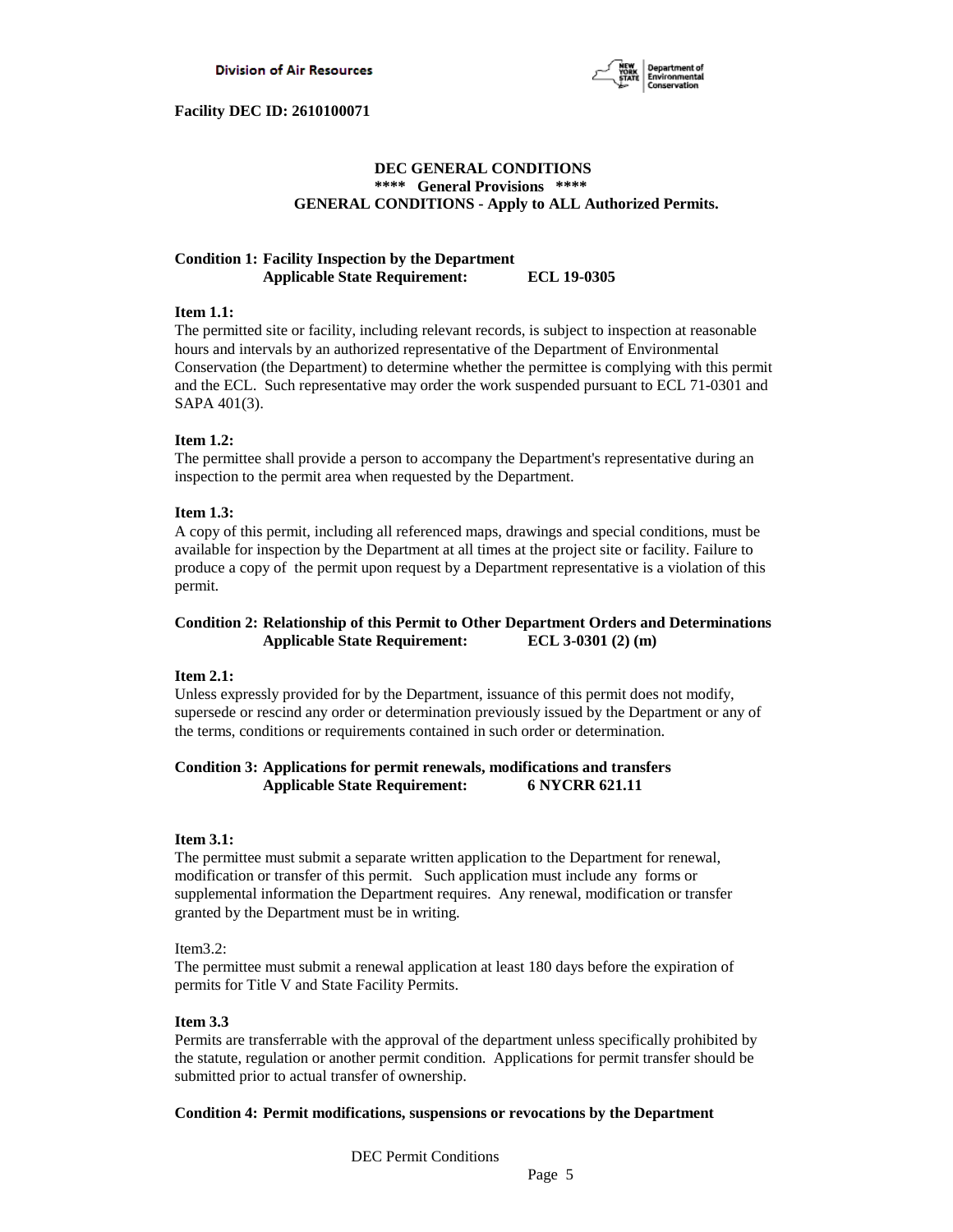**Facility DEC ID: 2610100071**

## DEC GENERAL CONDITIONS
### **** General Provisions ****
### GENERAL CONDITIONS - Apply to ALL Authorized Permits.

**Condition 1: Facility Inspection by the Department**
**Applicable State Requirement: ECL 19-0305**

**Item 1.1:**
The permitted site or facility, including relevant records, is subject to inspection at reasonable hours and intervals by an authorized representative of the Department of Environmental Conservation (the Department) to determine whether the permittee is complying with this permit and the ECL. Such representative may order the work suspended pursuant to ECL 71-0301 and SAPA 401(3).

**Item 1.2:**
The permittee shall provide a person to accompany the Department's representative during an inspection to the permit area when requested by the Department.

**Item 1.3:**
A copy of this permit, including all referenced maps, drawings and special conditions, must be available for inspection by the Department at all times at the project site or facility. Failure to produce a copy of the permit upon request by a Department representative is a violation of this permit.

**Condition 2: Relationship of this Permit to Other Department Orders and Determinations**
**Applicable State Requirement: ECL 3-0301 (2) (m)**

**Item 2.1:**
Unless expressly provided for by the Department, issuance of this permit does not modify, supersede or rescind any order or determination previously issued by the Department or any of the terms, conditions or requirements contained in such order or determination.

**Condition 3: Applications for permit renewals, modifications and transfers**
**Applicable State Requirement: 6 NYCRR 621.11**

**Item 3.1:**
The permittee must submit a separate written application to the Department for renewal, modification or transfer of this permit. Such application must include any forms or supplemental information the Department requires. Any renewal, modification or transfer granted by the Department must be in writing.

Item3.2:
The permittee must submit a renewal application at least 180 days before the expiration of permits for Title V and State Facility Permits.

**Item 3.3**
Permits are transferrable with the approval of the department unless specifically prohibited by the statute, regulation or another permit condition. Applications for permit transfer should be submitted prior to actual transfer of ownership.

**Condition 4: Permit modifications, suspensions or revocations by the Department**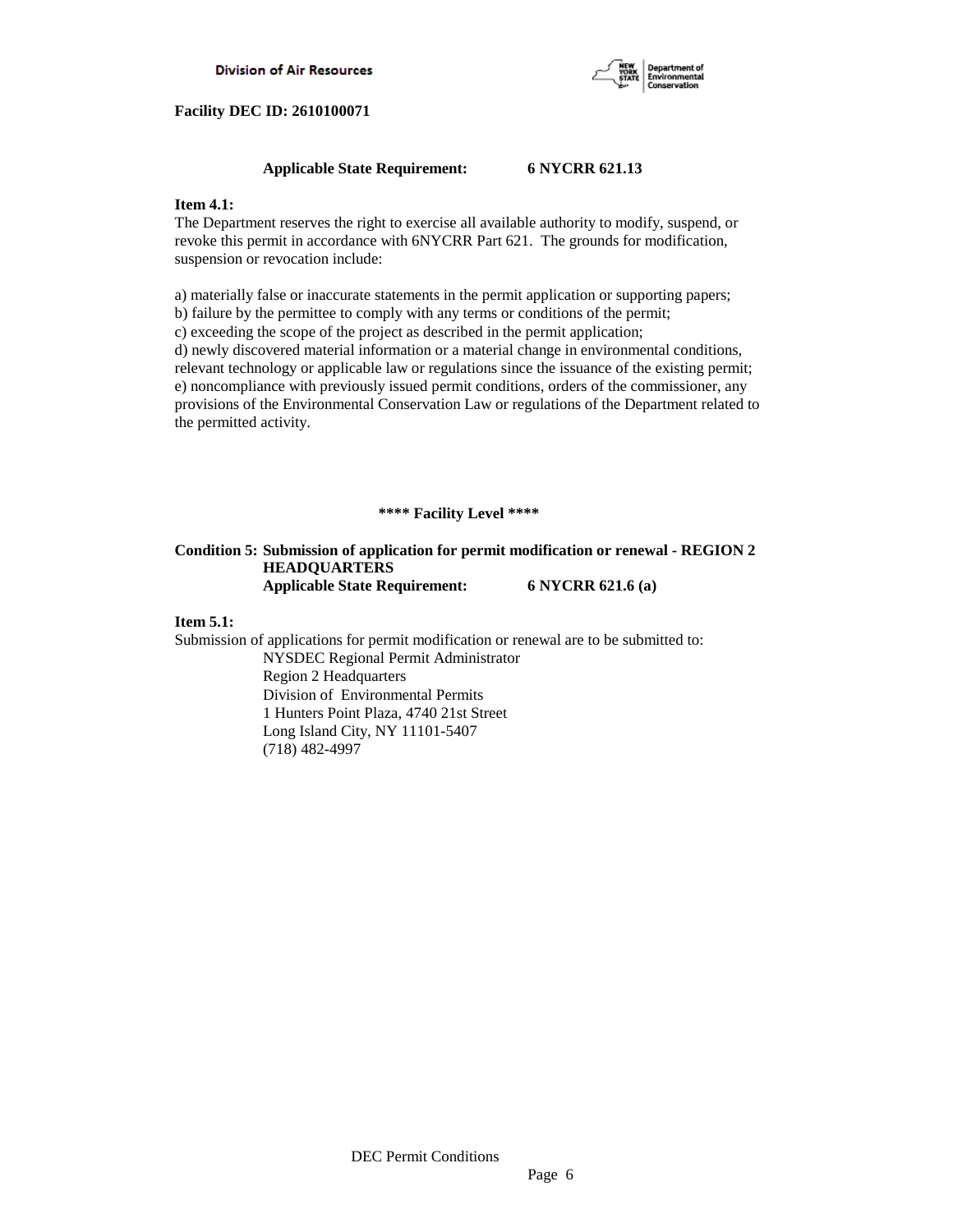**Applicable State Requirement: 6 NYCRR 621.13**

**Item 4.1:**
The Department reserves the right to exercise all available authority to modify, suspend, or revoke this permit in accordance with 6NYCRR Part 621. The grounds for modification, suspension or revocation include:

a) materially false or inaccurate statements in the permit application or supporting papers;
b) failure by the permittee to comply with any terms or conditions of the permit;
c) exceeding the scope of the project as described in the permit application;
d) newly discovered material information or a material change in environmental conditions, relevant technology or applicable law or regulations since the issuance of the existing permit;
e) noncompliance with previously issued permit conditions, orders of the commissioner, any provisions of the Environmental Conservation Law or regulations of the Department related to the permitted activity.

**\*\*\*\* Facility Level \*\*\*\***

**Condition 5: Submission of application for permit modification or renewal - REGION 2 HEADQUARTERS**
**Applicable State Requirement: 6 NYCRR 621.6 (a)**

**Item 5.1:**
Submission of applications for permit modification or renewal are to be submitted to:

NYSDEC Regional Permit Administrator
Region 2 Headquarters
Division of Environmental Permits
1 Hunters Point Plaza, 4740 21st Street
Long Island City, NY 11101-5407
(718) 482-4997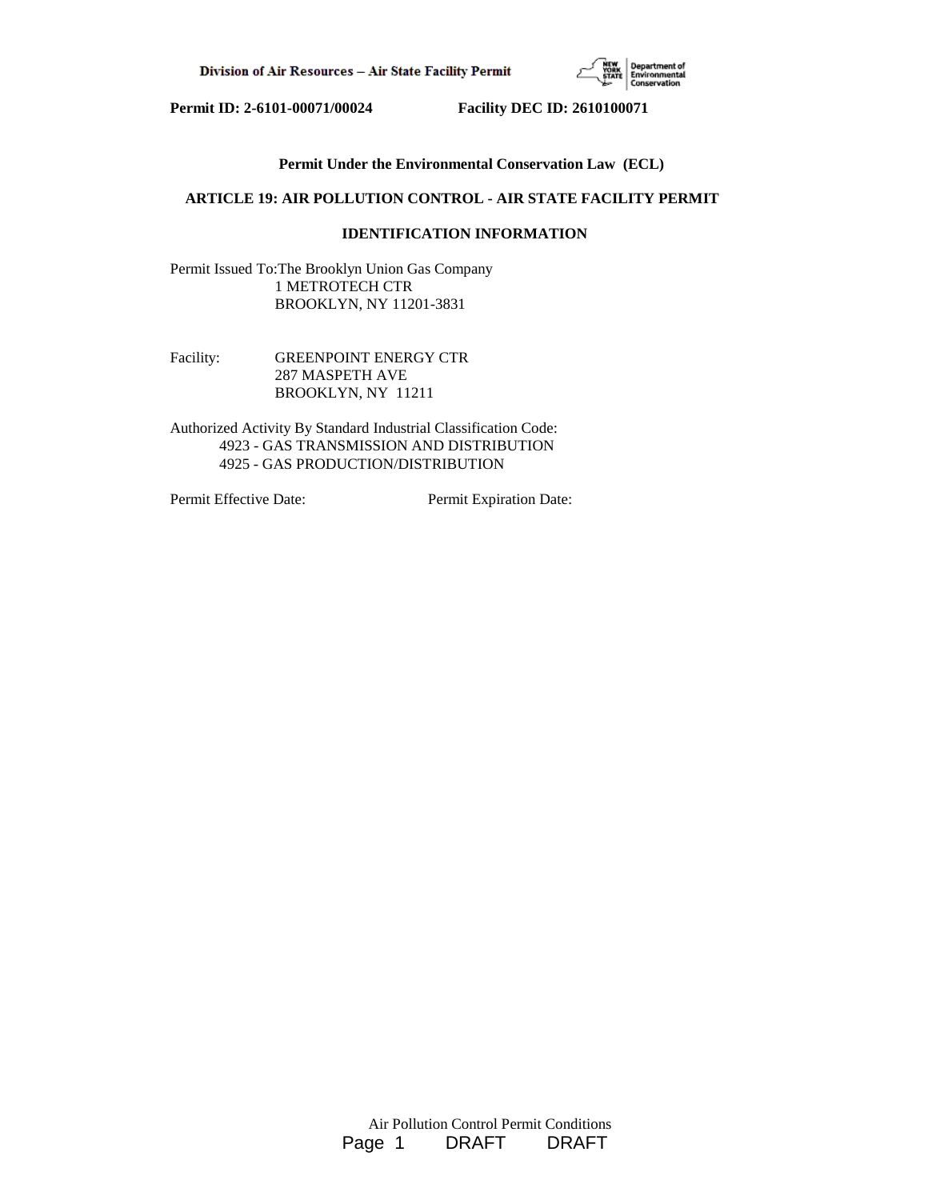Permit ID: 2-6101-00071/00024        Facility DEC ID: 2610100071

**Permit Under the Environmental Conservation Law (ECL)**

**ARTICLE 19: AIR POLLUTION CONTROL - AIR STATE FACILITY PERMIT**

**IDENTIFICATION INFORMATION**

Permit Issued To: The Brooklyn Union Gas Company
1 METROTECH CTR
BROOKLYN, NY 11201-3831

Facility: GREENPOINT ENERGY CTR
287 MASPETH AVE
BROOKLYN, NY 11211

Authorized Activity By Standard Industrial Classification Code:
4923 - GAS TRANSMISSION AND DISTRIBUTION
4925 - GAS PRODUCTION/DISTRIBUTION

Permit Effective Date:        Permit Expiration Date: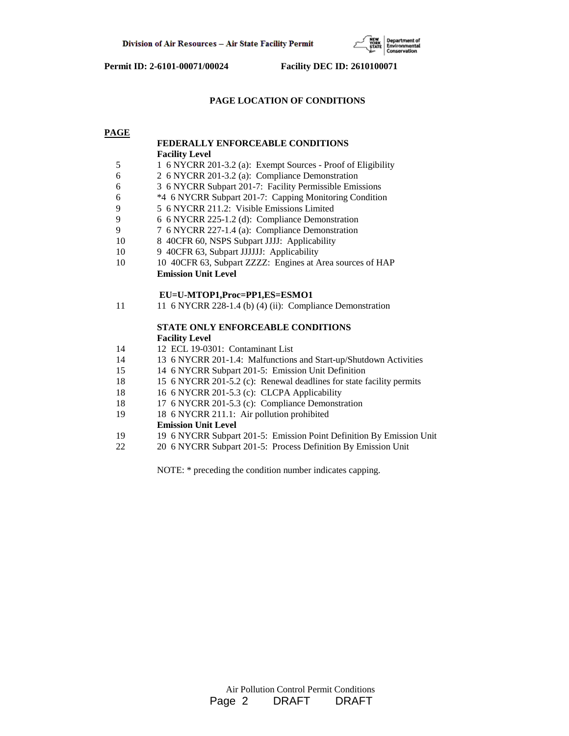Permit ID: 2-6101-00071/00024 Facility DEC ID: 2610100071

## PAGE LOCATION OF CONDITIONS

| PAGE | |
|---|---|
| | **FEDERALLY ENFORCEABLE CONDITIONS** |
| | **Facility Level** |
| 5 | 1 6 NYCRR 201-3.2 (a): Exempt Sources - Proof of Eligibility |
| 6 | 2 6 NYCRR 201-3.2 (a): Compliance Demonstration |
| 6 | 3 6 NYCRR Subpart 201-7: Facility Permissible Emissions |
| 6 | *4 6 NYCRR Subpart 201-7: Capping Monitoring Condition |
| 9 | 5 6 NYCRR 211.2: Visible Emissions Limited |
| 9 | 6 6 NYCRR 225-1.2 (d): Compliance Demonstration |
| 9 | 7 6 NYCRR 227-1.4 (a): Compliance Demonstration |
| 10 | 8 40CFR 60, NSPS Subpart JJJJ: Applicability |
| 10 | 9 40CFR 63, Subpart JJJJJJ: Applicability |
| 10 | 10 40CFR 63, Subpart ZZZZ: Engines at Area sources of HAP |
| | **Emission Unit Level** |
| | **EU=U-MTOP1,Proc=PP1,ES=ESMO1** |
| 11 | 11 6 NYCRR 228-1.4 (b) (4) (ii): Compliance Demonstration |
| | **STATE ONLY ENFORCEABLE CONDITIONS** |
| | **Facility Level** |
| 14 | 12 ECL 19-0301: Contaminant List |
| 14 | 13 6 NYCRR 201-1.4: Malfunctions and Start-up/Shutdown Activities |
| 15 | 14 6 NYCRR Subpart 201-5: Emission Unit Definition |
| 18 | 15 6 NYCRR 201-5.2 (c): Renewal deadlines for state facility permits |
| 18 | 16 6 NYCRR 201-5.3 (c): CLCPA Applicability |
| 18 | 17 6 NYCRR 201-5.3 (c): Compliance Demonstration |
| 19 | 18 6 NYCRR 211.1: Air pollution prohibited |
| | **Emission Unit Level** |
| 19 | 19 6 NYCRR Subpart 201-5: Emission Point Definition By Emission Unit |
| 22 | 20 6 NYCRR Subpart 201-5: Process Definition By Emission Unit |

NOTE: * preceding the condition number indicates capping.

Air Pollution Control Permit Conditions
DRAFT DRAFT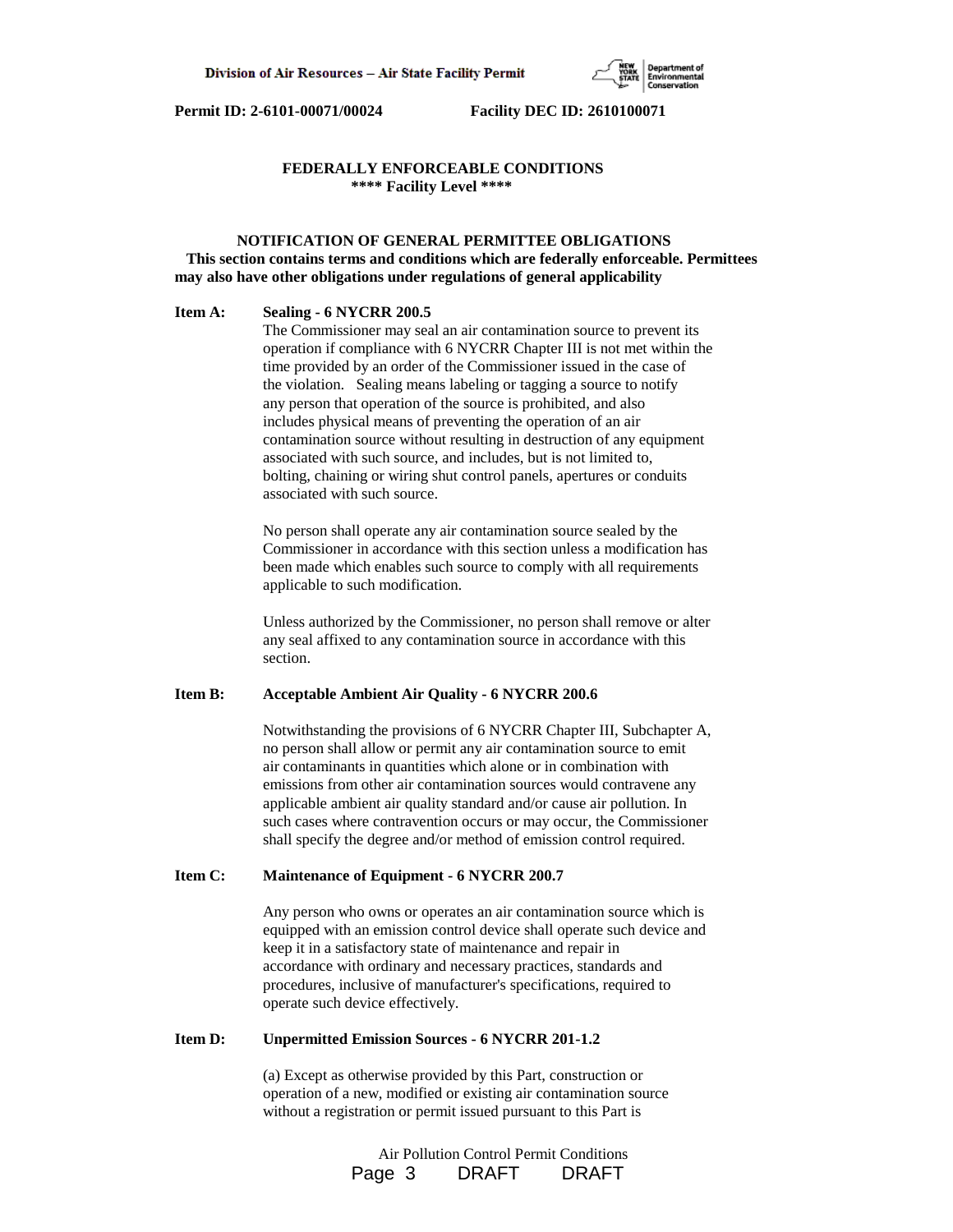**FEDERALLY ENFORCEABLE CONDITIONS**
**\*\*\*\* Facility Level \*\*\*\***

**NOTIFICATION OF GENERAL PERMITTEE OBLIGATIONS**

**This section contains terms and conditions which are federally enforceable. Permittees may also have other obligations under regulations of general applicability**

**Item A: Sealing - 6 NYCRR 200.5**

The Commissioner may seal an air contamination source to prevent its operation if compliance with 6 NYCRR Chapter III is not met within the time provided by an order of the Commissioner issued in the case of the violation. Sealing means labeling or tagging a source to notify any person that operation of the source is prohibited, and also includes physical means of preventing the operation of an air contamination source without resulting in destruction of any equipment associated with such source, and includes, but is not limited to, bolting, chaining or wiring shut control panels, apertures or conduits associated with such source.

No person shall operate any air contamination source sealed by the Commissioner in accordance with this section unless a modification has been made which enables such source to comply with all requirements applicable to such modification.

Unless authorized by the Commissioner, no person shall remove or alter any seal affixed to any contamination source in accordance with this section.

**Item B: Acceptable Ambient Air Quality - 6 NYCRR 200.6**

Notwithstanding the provisions of 6 NYCRR Chapter III, Subchapter A, no person shall allow or permit any air contamination source to emit air contaminants in quantities which alone or in combination with emissions from other air contamination sources would contravene any applicable ambient air quality standard and/or cause air pollution. In such cases where contravention occurs or may occur, the Commissioner shall specify the degree and/or method of emission control required.

**Item C: Maintenance of Equipment - 6 NYCRR 200.7**

Any person who owns or operates an air contamination source which is equipped with an emission control device shall operate such device and keep it in a satisfactory state of maintenance and repair in accordance with ordinary and necessary practices, standards and procedures, inclusive of manufacturer's specifications, required to operate such device effectively.

**Item D: Unpermitted Emission Sources - 6 NYCRR 201-1.2**

(a) Except as otherwise provided by this Part, construction or operation of a new, modified or existing air contamination source without a registration or permit issued pursuant to this Part is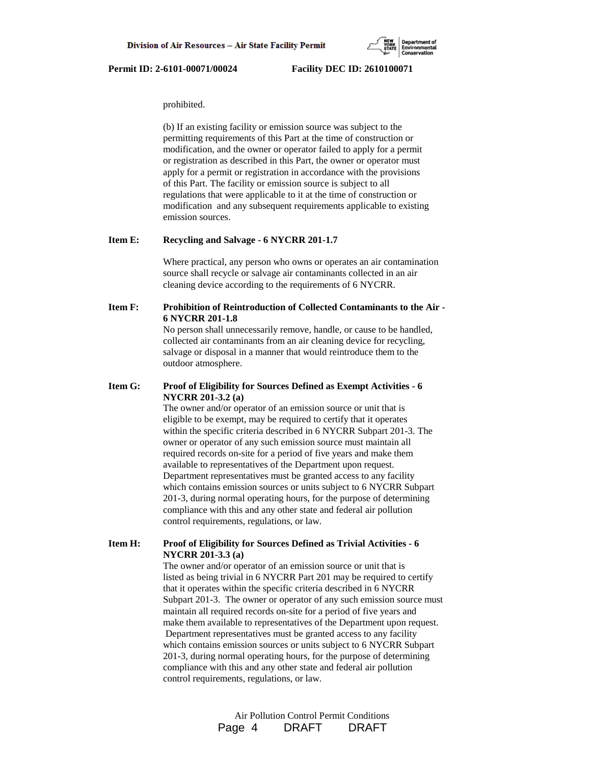prohibited.

(b) If an existing facility or emission source was subject to the permitting requirements of this Part at the time of construction or modification, and the owner or operator failed to apply for a permit or registration as described in this Part, the owner or operator must apply for a permit or registration in accordance with the provisions of this Part. The facility or emission source is subject to all regulations that were applicable to it at the time of construction or modification and any subsequent requirements applicable to existing emission sources.

**Item E: Recycling and Salvage - 6 NYCRR 201-1.7**

Where practical, any person who owns or operates an air contamination source shall recycle or salvage air contaminants collected in an air cleaning device according to the requirements of 6 NYCRR.

**Item F: Prohibition of Reintroduction of Collected Contaminants to the Air - 6 NYCRR 201-1.8**

No person shall unnecessarily remove, handle, or cause to be handled, collected air contaminants from an air cleaning device for recycling, salvage or disposal in a manner that would reintroduce them to the outdoor atmosphere.

**Item G: Proof of Eligibility for Sources Defined as Exempt Activities - 6 NYCRR 201-3.2 (a)**

The owner and/or operator of an emission source or unit that is eligible to be exempt, may be required to certify that it operates within the specific criteria described in 6 NYCRR Subpart 201-3. The owner or operator of any such emission source must maintain all required records on-site for a period of five years and make them available to representatives of the Department upon request. Department representatives must be granted access to any facility which contains emission sources or units subject to 6 NYCRR Subpart 201-3, during normal operating hours, for the purpose of determining compliance with this and any other state and federal air pollution control requirements, regulations, or law.

**Item H: Proof of Eligibility for Sources Defined as Trivial Activities - 6 NYCRR 201-3.3 (a)**

The owner and/or operator of an emission source or unit that is listed as being trivial in 6 NYCRR Part 201 may be required to certify that it operates within the specific criteria described in 6 NYCRR Subpart 201-3. The owner or operator of any such emission source must maintain all required records on-site for a period of five years and make them available to representatives of the Department upon request. Department representatives must be granted access to any facility which contains emission sources or units subject to 6 NYCRR Subpart 201-3, during normal operating hours, for the purpose of determining compliance with this and any other state and federal air pollution control requirements, regulations, or law.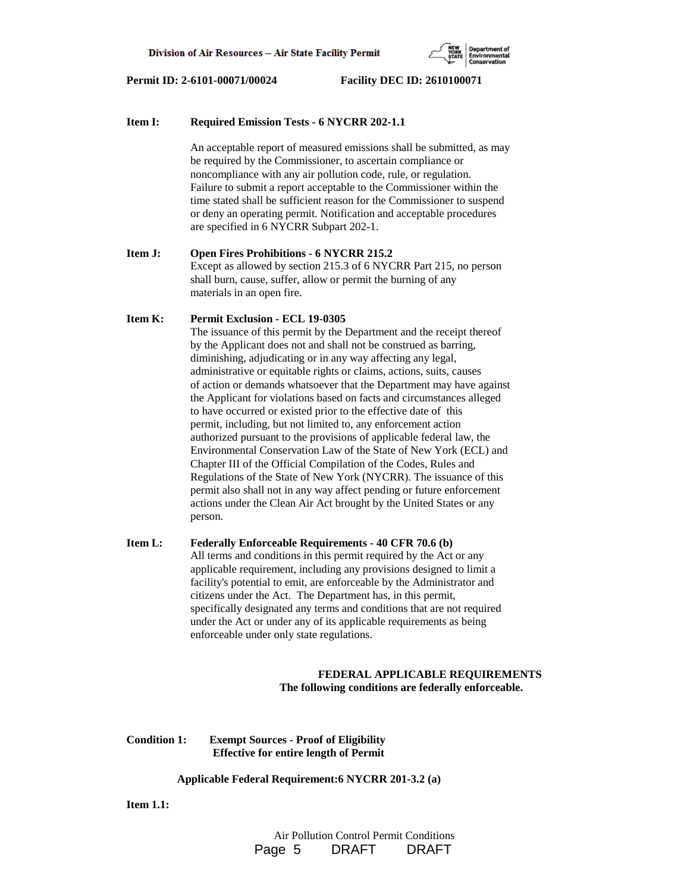**Item I: Required Emission Tests - 6 NYCRR 202-1.1**

An acceptable report of measured emissions shall be submitted, as may be required by the Commissioner, to ascertain compliance or noncompliance with any air pollution code, rule, or regulation. Failure to submit a report acceptable to the Commissioner within the time stated shall be sufficient reason for the Commissioner to suspend or deny an operating permit. Notification and acceptable procedures are specified in 6 NYCRR Subpart 202-1.

**Item J: Open Fires Prohibitions - 6 NYCRR 215.2**

Except as allowed by section 215.3 of 6 NYCRR Part 215, no person shall burn, cause, suffer, allow or permit the burning of any materials in an open fire.

**Item K: Permit Exclusion - ECL 19-0305**

The issuance of this permit by the Department and the receipt thereof by the Applicant does not and shall not be construed as barring, diminishing, adjudicating or in any way affecting any legal, administrative or equitable rights or claims, actions, suits, causes of action or demands whatsoever that the Department may have against the Applicant for violations based on facts and circumstances alleged to have occurred or existed prior to the effective date of this permit, including, but not limited to, any enforcement action authorized pursuant to the provisions of applicable federal law, the Environmental Conservation Law of the State of New York (ECL) and Chapter III of the Official Compilation of the Codes, Rules and Regulations of the State of New York (NYCRR). The issuance of this permit also shall not in any way affect pending or future enforcement actions under the Clean Air Act brought by the United States or any person.

**Item L: Federally Enforceable Requirements - 40 CFR 70.6 (b)**

All terms and conditions in this permit required by the Act or any applicable requirement, including any provisions designed to limit a facility's potential to emit, are enforceable by the Administrator and citizens under the Act. The Department has, in this permit, specifically designated any terms and conditions that are not required under the Act or under any of its applicable requirements as being enforceable under only state regulations.

## FEDERAL APPLICABLE REQUIREMENTS
**The following conditions are federally enforceable.**

**Condition 1: Exempt Sources - Proof of Eligibility**
**Effective for entire length of Permit**

**Applicable Federal Requirement:6 NYCRR 201-3.2 (a)**

**Item 1.1:**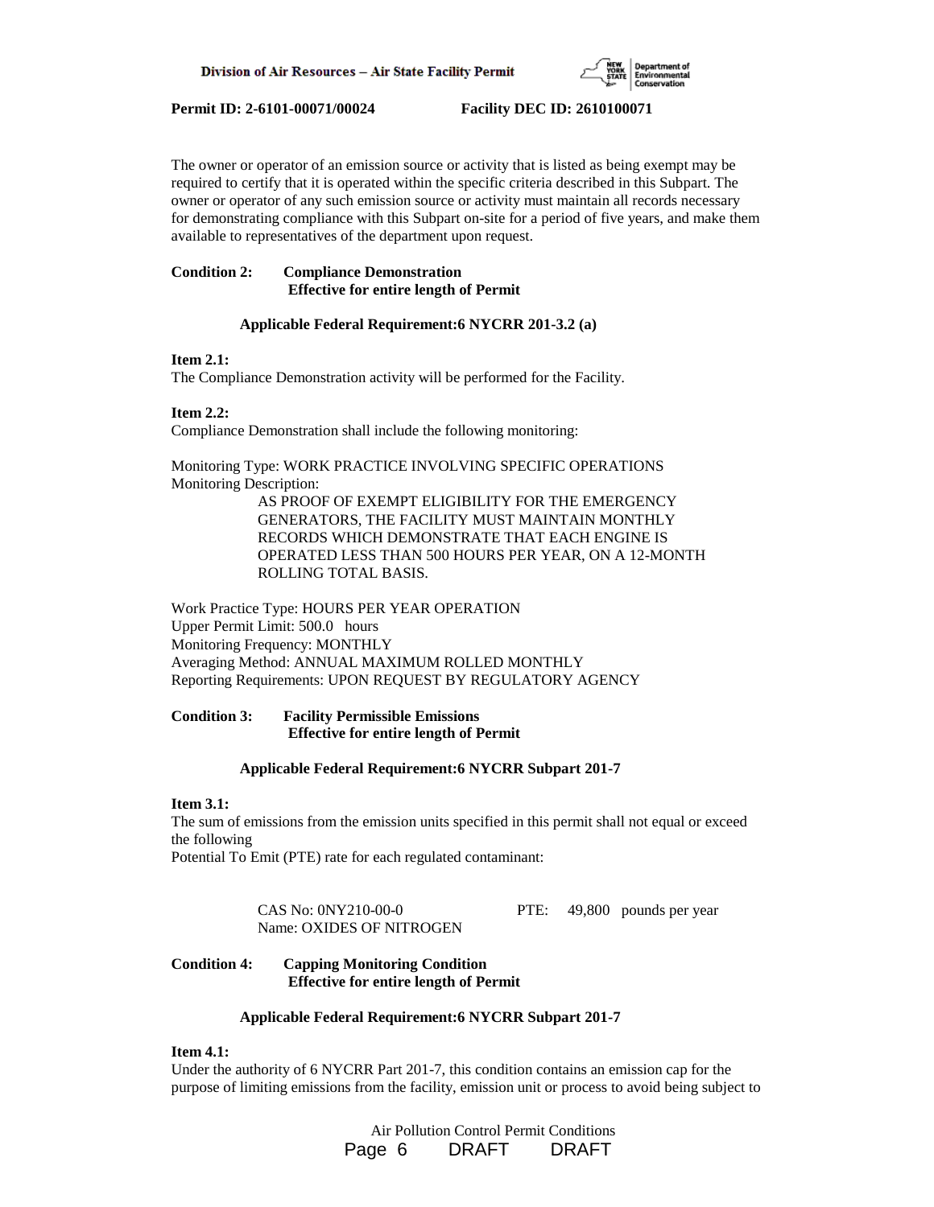The owner or operator of an emission source or activity that is listed as being exempt may be required to certify that it is operated within the specific criteria described in this Subpart. The owner or operator of any such emission source or activity must maintain all records necessary for demonstrating compliance with this Subpart on-site for a period of five years, and make them available to representatives of the department upon request.

**Condition 2: Compliance Demonstration**
**Effective for entire length of Permit**

**Applicable Federal Requirement:6 NYCRR 201-3.2 (a)**

**Item 2.1:**
The Compliance Demonstration activity will be performed for the Facility.

**Item 2.2:**
Compliance Demonstration shall include the following monitoring:

Monitoring Type: WORK PRACTICE INVOLVING SPECIFIC OPERATIONS
Monitoring Description:

AS PROOF OF EXEMPT ELIGIBILITY FOR THE EMERGENCY GENERATORS, THE FACILITY MUST MAINTAIN MONTHLY RECORDS WHICH DEMONSTRATE THAT EACH ENGINE IS OPERATED LESS THAN 500 HOURS PER YEAR, ON A 12-MONTH ROLLING TOTAL BASIS.

Work Practice Type: HOURS PER YEAR OPERATION
Upper Permit Limit: 500.0 hours
Monitoring Frequency: MONTHLY
Averaging Method: ANNUAL MAXIMUM ROLLED MONTHLY
Reporting Requirements: UPON REQUEST BY REGULATORY AGENCY

**Condition 3: Facility Permissible Emissions**
**Effective for entire length of Permit**

**Applicable Federal Requirement:6 NYCRR Subpart 201-7**

**Item 3.1:**
The sum of emissions from the emission units specified in this permit shall not equal or exceed the following
Potential To Emit (PTE) rate for each regulated contaminant:

CAS No: 0NY210-00-0 PTE: 49,800 pounds per year
Name: OXIDES OF NITROGEN

**Condition 4: Capping Monitoring Condition**
**Effective for entire length of Permit**

**Applicable Federal Requirement:6 NYCRR Subpart 201-7**

**Item 4.1:**
Under the authority of 6 NYCRR Part 201-7, this condition contains an emission cap for the purpose of limiting emissions from the facility, emission unit or process to avoid being subject to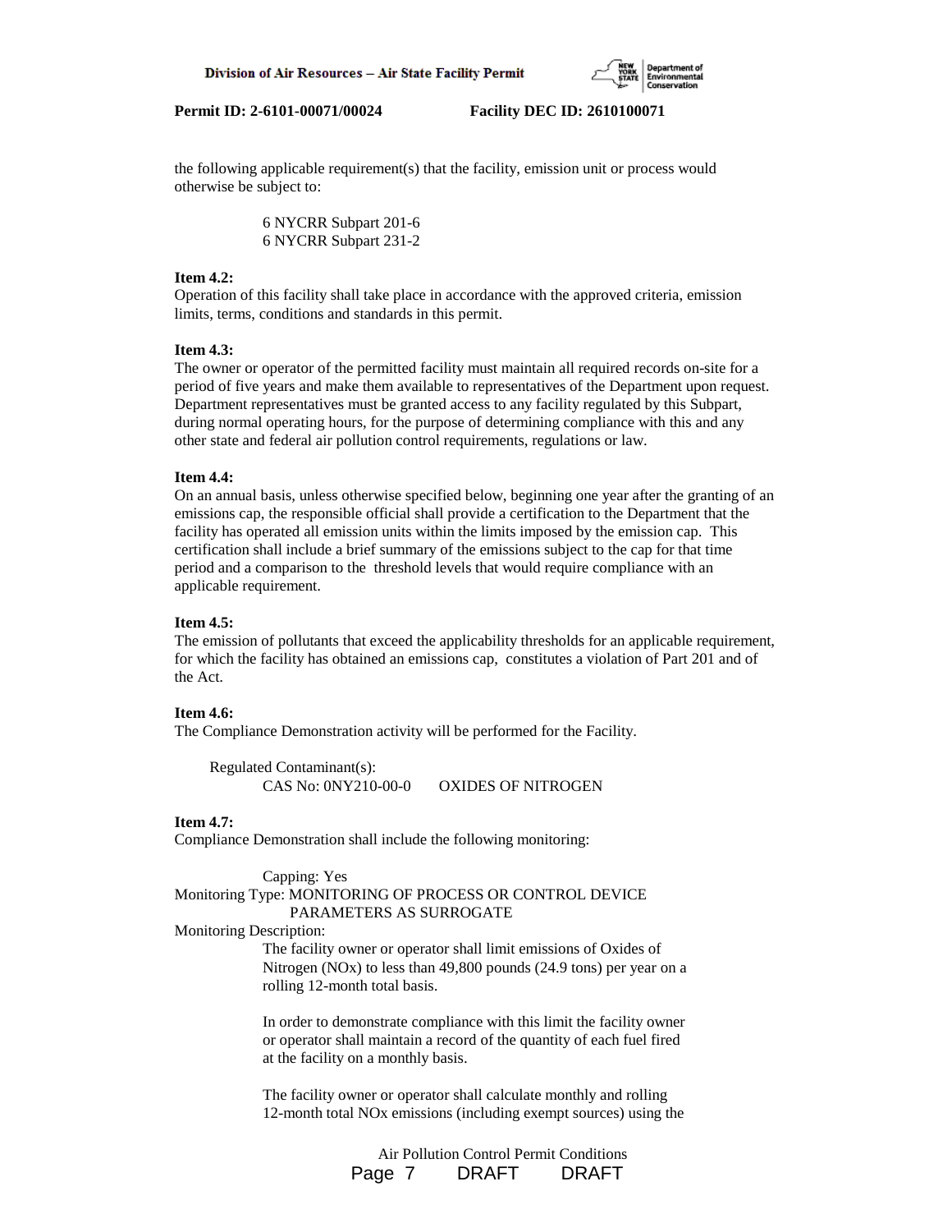the following applicable requirement(s) that the facility, emission unit or process would otherwise be subject to:

> 6 NYCRR Subpart 201-6
> 6 NYCRR Subpart 231-2

**Item 4.2:**
Operation of this facility shall take place in accordance with the approved criteria, emission limits, terms, conditions and standards in this permit.

**Item 4.3:**
The owner or operator of the permitted facility must maintain all required records on-site for a period of five years and make them available to representatives of the Department upon request. Department representatives must be granted access to any facility regulated by this Subpart, during normal operating hours, for the purpose of determining compliance with this and any other state and federal air pollution control requirements, regulations or law.

**Item 4.4:**
On an annual basis, unless otherwise specified below, beginning one year after the granting of an emissions cap, the responsible official shall provide a certification to the Department that the facility has operated all emission units within the limits imposed by the emission cap. This certification shall include a brief summary of the emissions subject to the cap for that time period and a comparison to the threshold levels that would require compliance with an applicable requirement.

**Item 4.5:**
The emission of pollutants that exceed the applicability thresholds for an applicable requirement, for which the facility has obtained an emissions cap, constitutes a violation of Part 201 and of the Act.

**Item 4.6:**
The Compliance Demonstration activity will be performed for the Facility.

Regulated Contaminant(s):
CAS No: 0NY210-00-0 OXIDES OF NITROGEN

**Item 4.7:**
Compliance Demonstration shall include the following monitoring:

Capping: Yes
Monitoring Type: MONITORING OF PROCESS OR CONTROL DEVICE PARAMETERS AS SURROGATE
Monitoring Description:

The facility owner or operator shall limit emissions of Oxides of Nitrogen (NOx) to less than 49,800 pounds (24.9 tons) per year on a rolling 12-month total basis.

In order to demonstrate compliance with this limit the facility owner or operator shall maintain a record of the quantity of each fuel fired at the facility on a monthly basis.

The facility owner or operator shall calculate monthly and rolling 12-month total NOx emissions (including exempt sources) using the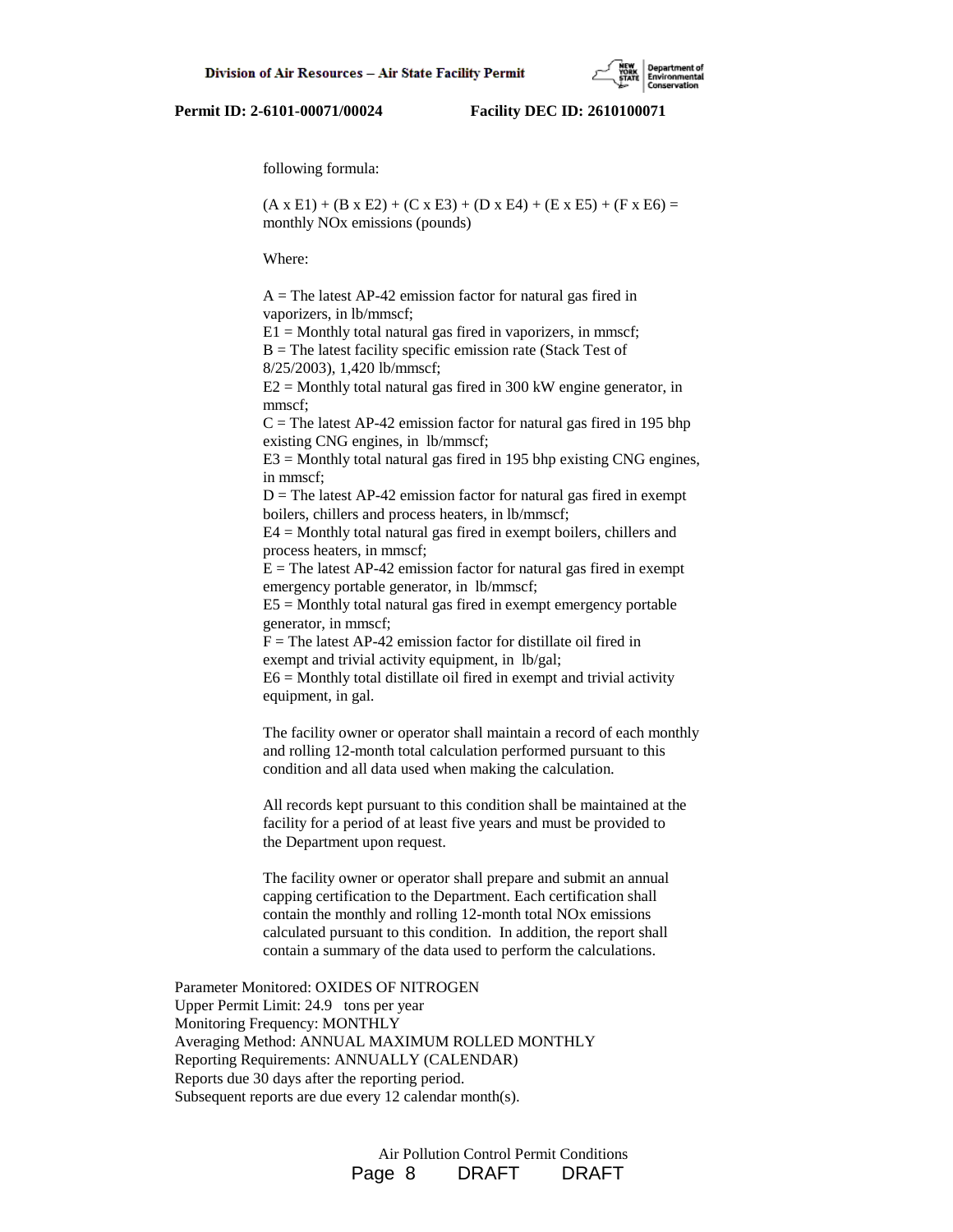following formula:

$(A \times E1) + (B \times E2) + (C \times E3) + (D \times E4) + (E \times E5) + (F \times E6) =$ monthly NOx emissions (pounds)

Where:

A = The latest AP-42 emission factor for natural gas fired in vaporizers, in lb/mmscf;
E1 = Monthly total natural gas fired in vaporizers, in mmscf;
B = The latest facility specific emission rate (Stack Test of 8/25/2003), 1,420 lb/mmscf;
E2 = Monthly total natural gas fired in 300 kW engine generator, in mmscf;
C = The latest AP-42 emission factor for natural gas fired in 195 bhp existing CNG engines, in lb/mmscf;
E3 = Monthly total natural gas fired in 195 bhp existing CNG engines, in mmscf;
D = The latest AP-42 emission factor for natural gas fired in exempt boilers, chillers and process heaters, in lb/mmscf;
E4 = Monthly total natural gas fired in exempt boilers, chillers and process heaters, in mmscf;
E = The latest AP-42 emission factor for natural gas fired in exempt emergency portable generator, in lb/mmscf;
E5 = Monthly total natural gas fired in exempt emergency portable generator, in mmscf;
F = The latest AP-42 emission factor for distillate oil fired in exempt and trivial activity equipment, in lb/gal;
E6 = Monthly total distillate oil fired in exempt and trivial activity equipment, in gal.

The facility owner or operator shall maintain a record of each monthly and rolling 12-month total calculation performed pursuant to this condition and all data used when making the calculation.

All records kept pursuant to this condition shall be maintained at the facility for a period of at least five years and must be provided to the Department upon request.

The facility owner or operator shall prepare and submit an annual capping certification to the Department. Each certification shall contain the monthly and rolling 12-month total NOx emissions calculated pursuant to this condition. In addition, the report shall contain a summary of the data used to perform the calculations.

Parameter Monitored: OXIDES OF NITROGEN
Upper Permit Limit: 24.9 tons per year
Monitoring Frequency: MONTHLY
Averaging Method: ANNUAL MAXIMUM ROLLED MONTHLY
Reporting Requirements: ANNUALLY (CALENDAR)
Reports due 30 days after the reporting period.
Subsequent reports are due every 12 calendar month(s).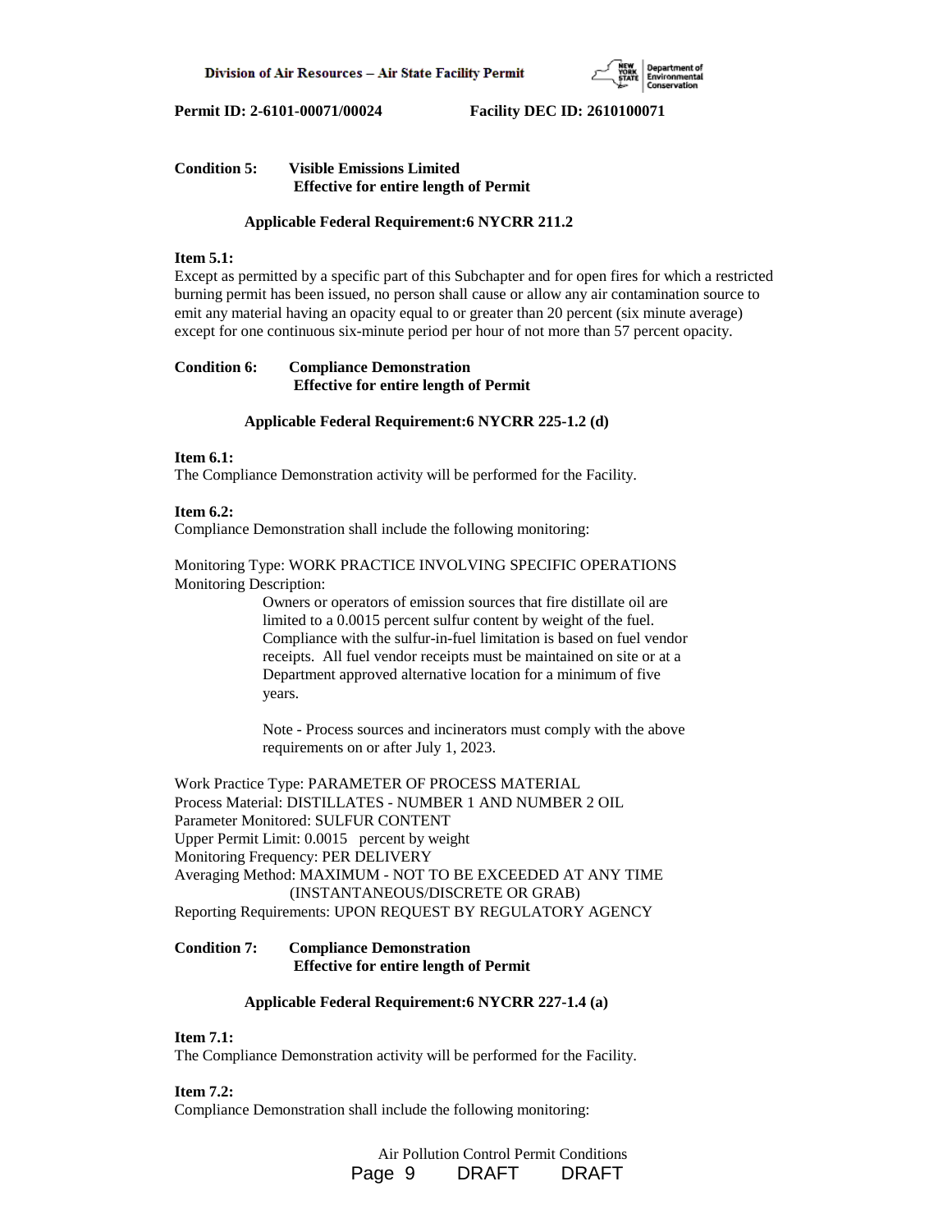**Condition 5: Visible Emissions Limited**
**Effective for entire length of Permit**

**Applicable Federal Requirement:6 NYCRR 211.2**

**Item 5.1:**
Except as permitted by a specific part of this Subchapter and for open fires for which a restricted burning permit has been issued, no person shall cause or allow any air contamination source to emit any material having an opacity equal to or greater than 20 percent (six minute average) except for one continuous six-minute period per hour of not more than 57 percent opacity.

**Condition 6: Compliance Demonstration**
**Effective for entire length of Permit**

**Applicable Federal Requirement:6 NYCRR 225-1.2 (d)**

**Item 6.1:**
The Compliance Demonstration activity will be performed for the Facility.

**Item 6.2:**
Compliance Demonstration shall include the following monitoring:

Monitoring Type: WORK PRACTICE INVOLVING SPECIFIC OPERATIONS
Monitoring Description:

Owners or operators of emission sources that fire distillate oil are limited to a 0.0015 percent sulfur content by weight of the fuel. Compliance with the sulfur-in-fuel limitation is based on fuel vendor receipts. All fuel vendor receipts must be maintained on site or at a Department approved alternative location for a minimum of five years.

Note - Process sources and incinerators must comply with the above requirements on or after July 1, 2023.

Work Practice Type: PARAMETER OF PROCESS MATERIAL
Process Material: DISTILLATES - NUMBER 1 AND NUMBER 2 OIL
Parameter Monitored: SULFUR CONTENT
Upper Permit Limit: 0.0015 percent by weight
Monitoring Frequency: PER DELIVERY
Averaging Method: MAXIMUM - NOT TO BE EXCEEDED AT ANY TIME (INSTANTANEOUS/DISCRETE OR GRAB)
Reporting Requirements: UPON REQUEST BY REGULATORY AGENCY

**Condition 7: Compliance Demonstration**
**Effective for entire length of Permit**

**Applicable Federal Requirement:6 NYCRR 227-1.4 (a)**

**Item 7.1:**
The Compliance Demonstration activity will be performed for the Facility.

**Item 7.2:**
Compliance Demonstration shall include the following monitoring: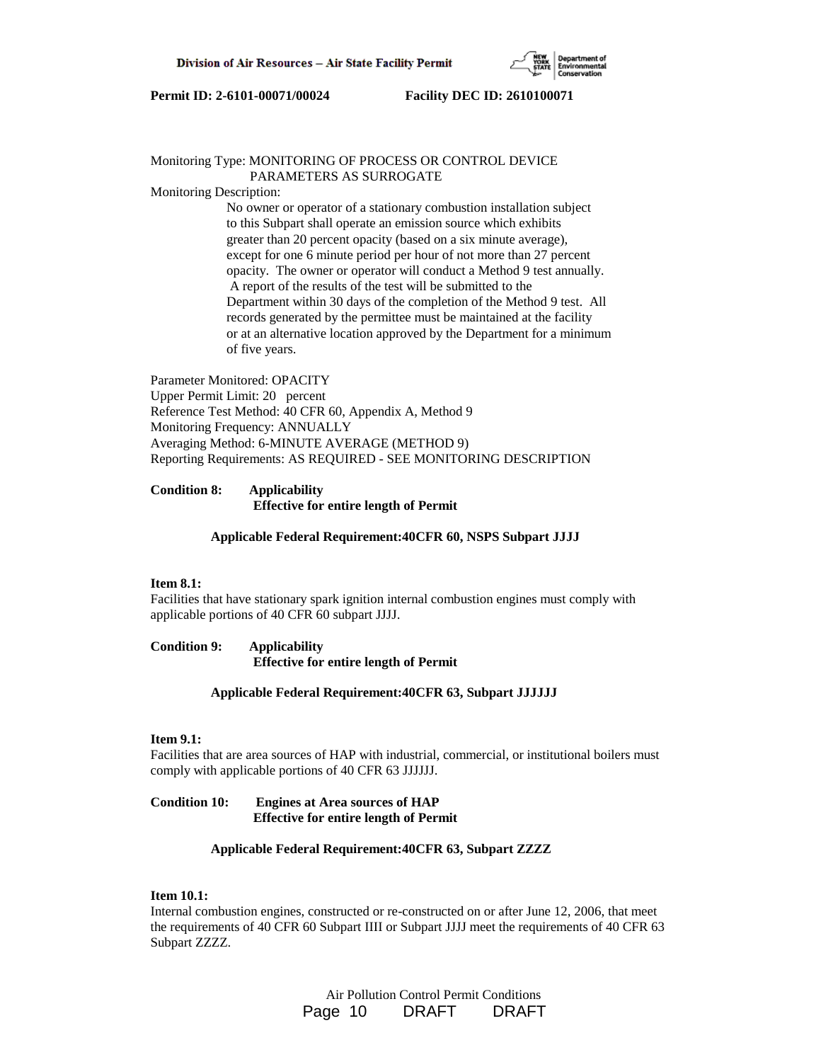Monitoring Type: MONITORING OF PROCESS OR CONTROL DEVICE PARAMETERS AS SURROGATE

Monitoring Description:

No owner or operator of a stationary combustion installation subject to this Subpart shall operate an emission source which exhibits greater than 20 percent opacity (based on a six minute average), except for one 6 minute period per hour of not more than 27 percent opacity. The owner or operator will conduct a Method 9 test annually. A report of the results of the test will be submitted to the Department within 30 days of the completion of the Method 9 test. All records generated by the permittee must be maintained at the facility or at an alternative location approved by the Department for a minimum of five years.

Parameter Monitored: OPACITY
Upper Permit Limit: 20 percent
Reference Test Method: 40 CFR 60, Appendix A, Method 9
Monitoring Frequency: ANNUALLY
Averaging Method: 6-MINUTE AVERAGE (METHOD 9)
Reporting Requirements: AS REQUIRED - SEE MONITORING DESCRIPTION

**Condition 8: Applicability**
**Effective for entire length of Permit**

**Applicable Federal Requirement:40CFR 60, NSPS Subpart JJJJ**

**Item 8.1:**
Facilities that have stationary spark ignition internal combustion engines must comply with applicable portions of 40 CFR 60 subpart JJJJ.

**Condition 9: Applicability**
**Effective for entire length of Permit**

**Applicable Federal Requirement:40CFR 63, Subpart JJJJJJ**

**Item 9.1:**
Facilities that are area sources of HAP with industrial, commercial, or institutional boilers must comply with applicable portions of 40 CFR 63 JJJJJJ.

**Condition 10: Engines at Area sources of HAP**
**Effective for entire length of Permit**

**Applicable Federal Requirement:40CFR 63, Subpart ZZZZ**

**Item 10.1:**
Internal combustion engines, constructed or re-constructed on or after June 12, 2006, that meet the requirements of 40 CFR 60 Subpart IIII or Subpart JJJJ meet the requirements of 40 CFR 63 Subpart ZZZZ.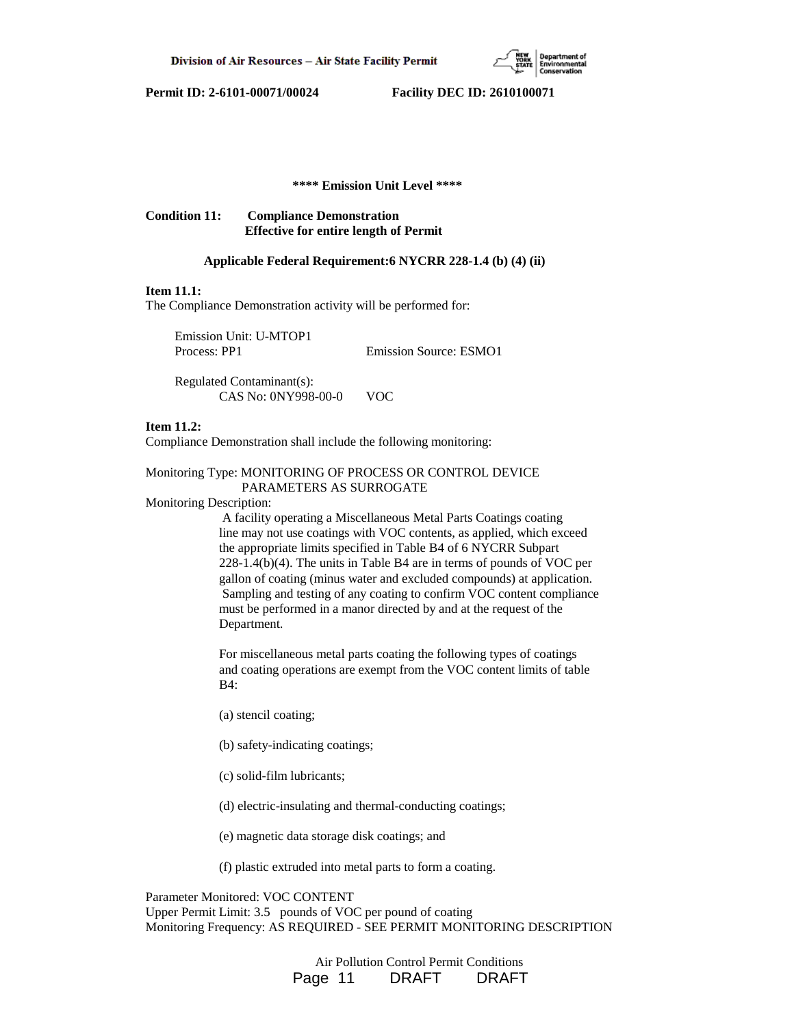**\*\*\*\* Emission Unit Level \*\*\*\***

**Condition 11: Compliance Demonstration**
**Effective for entire length of Permit**

**Applicable Federal Requirement:6 NYCRR 228-1.4 (b) (4) (ii)**

**Item 11.1:**
The Compliance Demonstration activity will be performed for:

Emission Unit: U-MTOP1
Process: PP1 Emission Source: ESMO1

Regulated Contaminant(s):
CAS No: 0NY998-00-0 VOC

**Item 11.2:**
Compliance Demonstration shall include the following monitoring:

Monitoring Type: MONITORING OF PROCESS OR CONTROL DEVICE PARAMETERS AS SURROGATE

Monitoring Description:

A facility operating a Miscellaneous Metal Parts Coatings coating line may not use coatings with VOC contents, as applied, which exceed the appropriate limits specified in Table B4 of 6 NYCRR Subpart 228-1.4(b)(4). The units in Table B4 are in terms of pounds of VOC per gallon of coating (minus water and excluded compounds) at application. Sampling and testing of any coating to confirm VOC content compliance must be performed in a manor directed by and at the request of the Department.

For miscellaneous metal parts coating the following types of coatings and coating operations are exempt from the VOC content limits of table B4:

(a) stencil coating;

(b) safety-indicating coatings;

(c) solid-film lubricants;

(d) electric-insulating and thermal-conducting coatings;

(e) magnetic data storage disk coatings; and

(f) plastic extruded into metal parts to form a coating.

Parameter Monitored: VOC CONTENT
Upper Permit Limit: 3.5 pounds of VOC per pound of coating
Monitoring Frequency: AS REQUIRED - SEE PERMIT MONITORING DESCRIPTION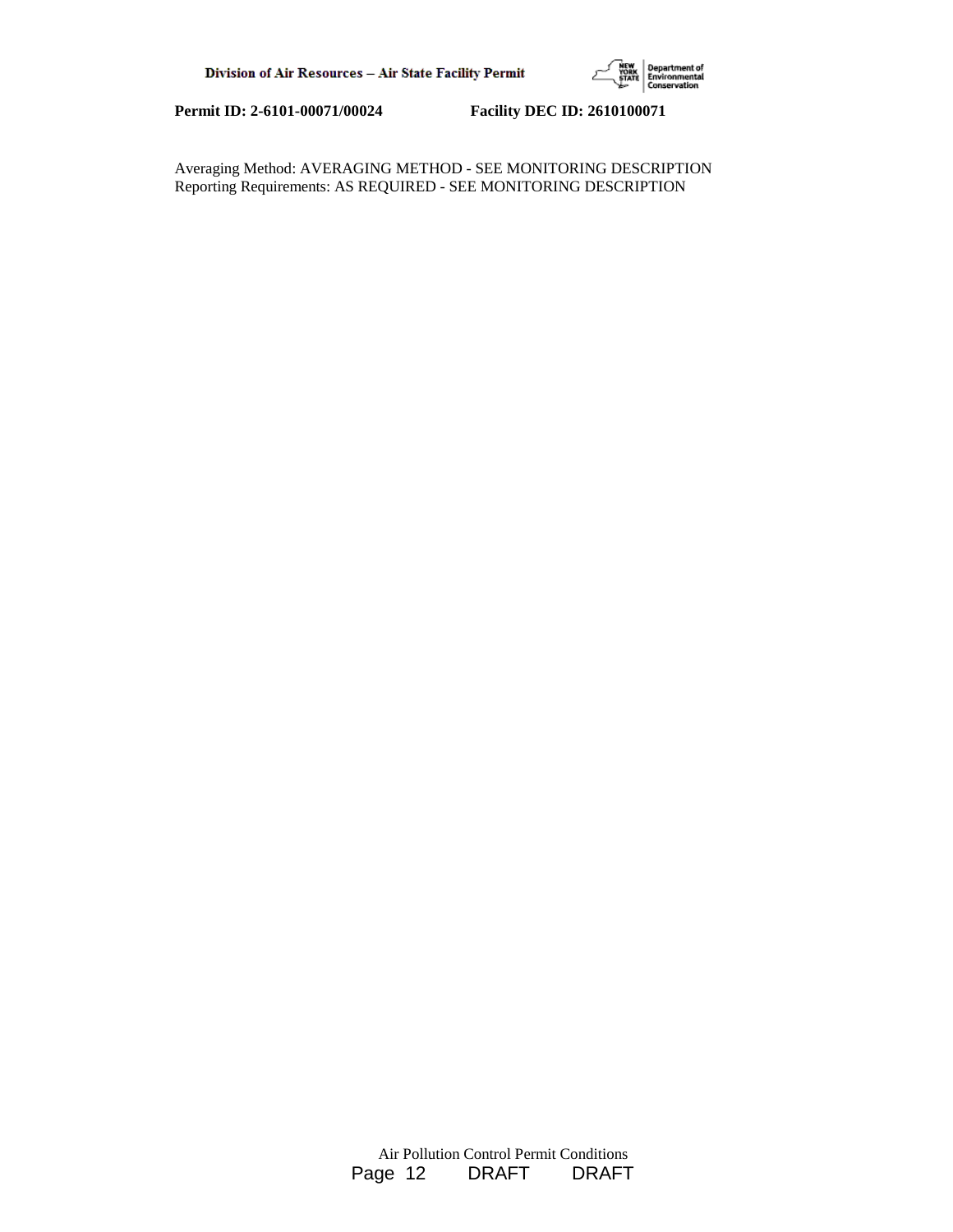Averaging Method: AVERAGING METHOD - SEE MONITORING DESCRIPTION
Reporting Requirements: AS REQUIRED - SEE MONITORING DESCRIPTION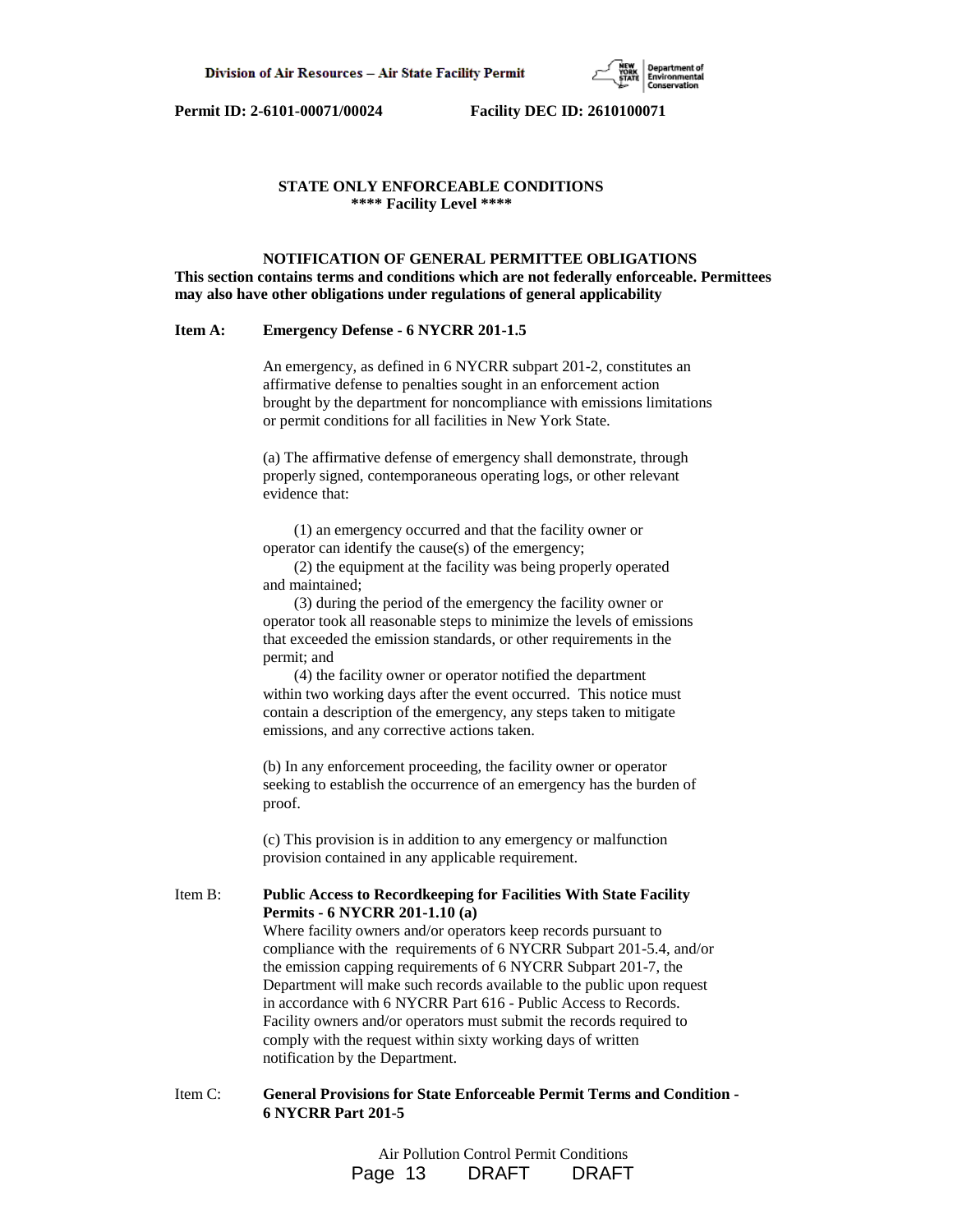**STATE ONLY ENFORCEABLE CONDITIONS**
**\*\*\*\* Facility Level \*\*\*\***

**NOTIFICATION OF GENERAL PERMITTEE OBLIGATIONS**
**This section contains terms and conditions which are not federally enforceable. Permittees may also have other obligations under regulations of general applicability**

**Item A: Emergency Defense - 6 NYCRR 201-1.5**

An emergency, as defined in 6 NYCRR subpart 201-2, constitutes an affirmative defense to penalties sought in an enforcement action brought by the department for noncompliance with emissions limitations or permit conditions for all facilities in New York State.

(a) The affirmative defense of emergency shall demonstrate, through properly signed, contemporaneous operating logs, or other relevant evidence that:

(1) an emergency occurred and that the facility owner or operator can identify the cause(s) of the emergency;
(2) the equipment at the facility was being properly operated and maintained;
(3) during the period of the emergency the facility owner or operator took all reasonable steps to minimize the levels of emissions that exceeded the emission standards, or other requirements in the permit; and
(4) the facility owner or operator notified the department within two working days after the event occurred. This notice must contain a description of the emergency, any steps taken to mitigate emissions, and any corrective actions taken.

(b) In any enforcement proceeding, the facility owner or operator seeking to establish the occurrence of an emergency has the burden of proof.

(c) This provision is in addition to any emergency or malfunction provision contained in any applicable requirement.

Item B: **Public Access to Recordkeeping for Facilities With State Facility Permits - 6 NYCRR 201-1.10 (a)**
Where facility owners and/or operators keep records pursuant to compliance with the requirements of 6 NYCRR Subpart 201-5.4, and/or the emission capping requirements of 6 NYCRR Subpart 201-7, the Department will make such records available to the public upon request in accordance with 6 NYCRR Part 616 - Public Access to Records. Facility owners and/or operators must submit the records required to comply with the request within sixty working days of written notification by the Department.

Item C: **General Provisions for State Enforceable Permit Terms and Condition - 6 NYCRR Part 201-5**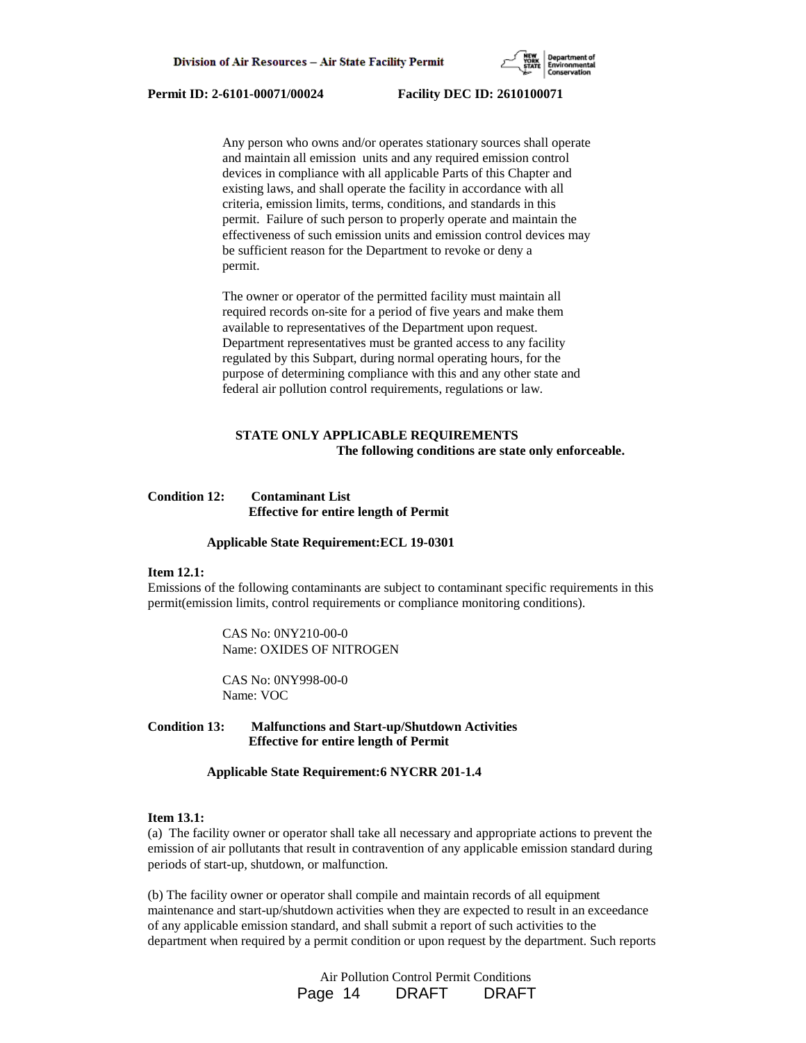Any person who owns and/or operates stationary sources shall operate and maintain all emission units and any required emission control devices in compliance with all applicable Parts of this Chapter and existing laws, and shall operate the facility in accordance with all criteria, emission limits, terms, conditions, and standards in this permit. Failure of such person to properly operate and maintain the effectiveness of such emission units and emission control devices may be sufficient reason for the Department to revoke or deny a permit.

The owner or operator of the permitted facility must maintain all required records on-site for a period of five years and make them available to representatives of the Department upon request. Department representatives must be granted access to any facility regulated by this Subpart, during normal operating hours, for the purpose of determining compliance with this and any other state and federal air pollution control requirements, regulations or law.

**STATE ONLY APPLICABLE REQUIREMENTS**
**The following conditions are state only enforceable.**

**Condition 12: Contaminant List**
**Effective for entire length of Permit**

**Applicable State Requirement:ECL 19-0301**

**Item 12.1:**
Emissions of the following contaminants are subject to contaminant specific requirements in this permit(emission limits, control requirements or compliance monitoring conditions).

CAS No: 0NY210-00-0
Name: OXIDES OF NITROGEN

CAS No: 0NY998-00-0
Name: VOC

**Condition 13: Malfunctions and Start-up/Shutdown Activities**
**Effective for entire length of Permit**

**Applicable State Requirement:6 NYCRR 201-1.4**

**Item 13.1:**
(a) The facility owner or operator shall take all necessary and appropriate actions to prevent the emission of air pollutants that result in contravention of any applicable emission standard during periods of start-up, shutdown, or malfunction.

(b) The facility owner or operator shall compile and maintain records of all equipment maintenance and start-up/shutdown activities when they are expected to result in an exceedance of any applicable emission standard, and shall submit a report of such activities to the department when required by a permit condition or upon request by the department. Such reports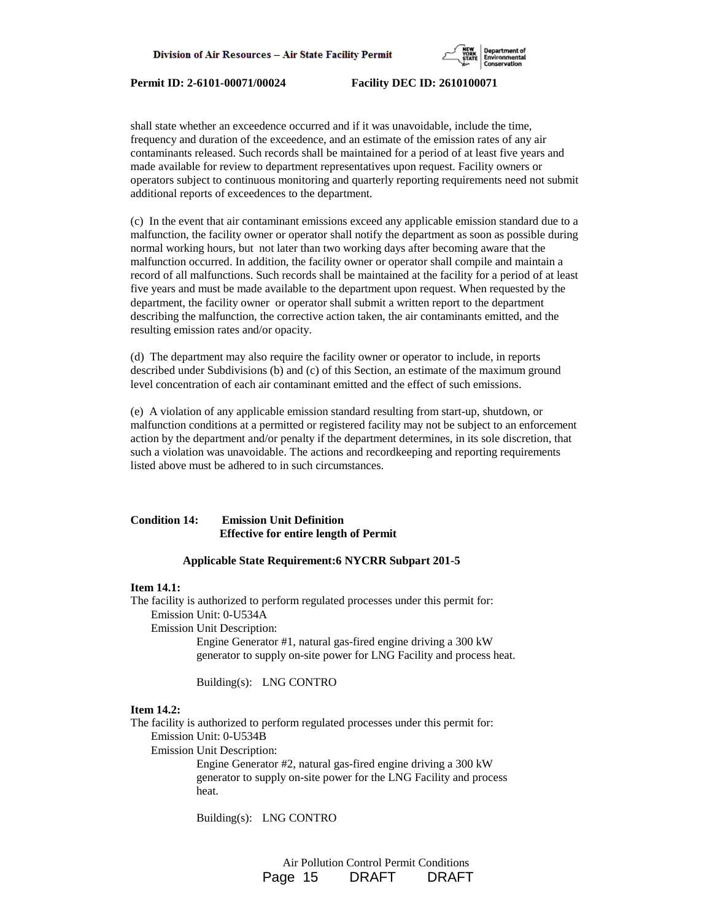shall state whether an exceedence occurred and if it was unavoidable, include the time, frequency and duration of the exceedence, and an estimate of the emission rates of any air contaminants released. Such records shall be maintained for a period of at least five years and made available for review to department representatives upon request. Facility owners or operators subject to continuous monitoring and quarterly reporting requirements need not submit additional reports of exceedences to the department.

(c) In the event that air contaminant emissions exceed any applicable emission standard due to a malfunction, the facility owner or operator shall notify the department as soon as possible during normal working hours, but not later than two working days after becoming aware that the malfunction occurred. In addition, the facility owner or operator shall compile and maintain a record of all malfunctions. Such records shall be maintained at the facility for a period of at least five years and must be made available to the department upon request. When requested by the department, the facility owner or operator shall submit a written report to the department describing the malfunction, the corrective action taken, the air contaminants emitted, and the resulting emission rates and/or opacity.

(d) The department may also require the facility owner or operator to include, in reports described under Subdivisions (b) and (c) of this Section, an estimate of the maximum ground level concentration of each air contaminant emitted and the effect of such emissions.

(e) A violation of any applicable emission standard resulting from start-up, shutdown, or malfunction conditions at a permitted or registered facility may not be subject to an enforcement action by the department and/or penalty if the department determines, in its sole discretion, that such a violation was unavoidable. The actions and recordkeeping and reporting requirements listed above must be adhered to in such circumstances.

**Condition 14: Emission Unit Definition**
**Effective for entire length of Permit**

**Applicable State Requirement:6 NYCRR Subpart 201-5**

**Item 14.1:**
The facility is authorized to perform regulated processes under this permit for:
Emission Unit: 0-U534A
Emission Unit Description:
Engine Generator #1, natural gas-fired engine driving a 300 kW generator to supply on-site power for LNG Facility and process heat.

Building(s): LNG CONTRO

**Item 14.2:**
The facility is authorized to perform regulated processes under this permit for:
Emission Unit: 0-U534B
Emission Unit Description:
Engine Generator #2, natural gas-fired engine driving a 300 kW generator to supply on-site power for the LNG Facility and process heat.

Building(s): LNG CONTRO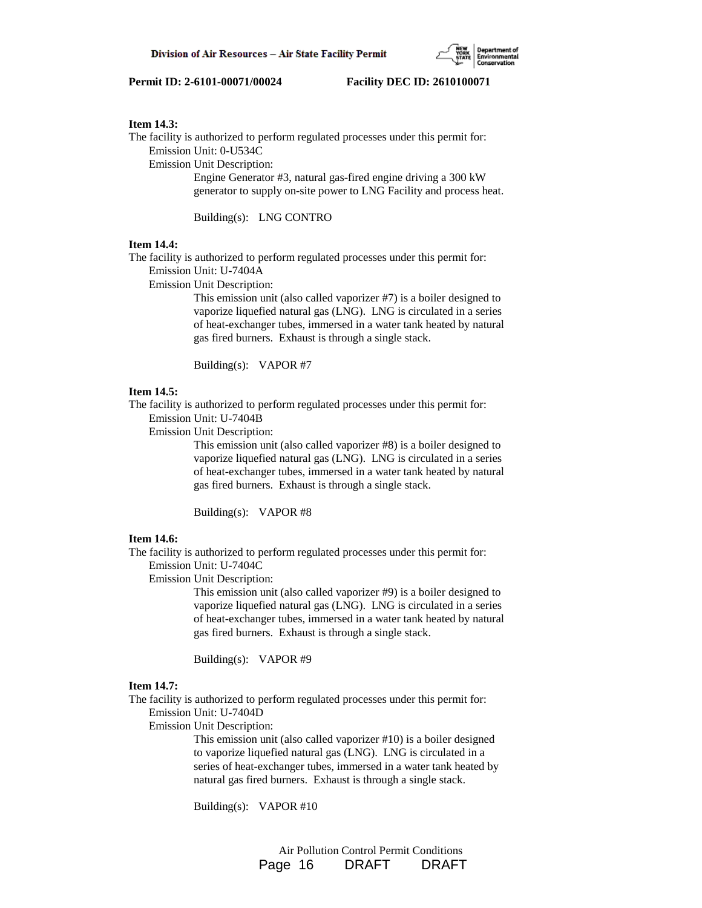**Item 14.3:**

The facility is authorized to perform regulated processes under this permit for:

Emission Unit: 0-U534C

Emission Unit Description:

Engine Generator #3, natural gas-fired engine driving a 300 kW generator to supply on-site power to LNG Facility and process heat.

Building(s): LNG CONTRO

**Item 14.4:**

The facility is authorized to perform regulated processes under this permit for:

Emission Unit: U-7404A

Emission Unit Description:

This emission unit (also called vaporizer #7) is a boiler designed to vaporize liquefied natural gas (LNG). LNG is circulated in a series of heat-exchanger tubes, immersed in a water tank heated by natural gas fired burners. Exhaust is through a single stack.

Building(s): VAPOR #7

**Item 14.5:**

The facility is authorized to perform regulated processes under this permit for:

Emission Unit: U-7404B

Emission Unit Description:

This emission unit (also called vaporizer #8) is a boiler designed to vaporize liquefied natural gas (LNG). LNG is circulated in a series of heat-exchanger tubes, immersed in a water tank heated by natural gas fired burners. Exhaust is through a single stack.

Building(s): VAPOR #8

**Item 14.6:**

The facility is authorized to perform regulated processes under this permit for:

Emission Unit: U-7404C

Emission Unit Description:

This emission unit (also called vaporizer #9) is a boiler designed to vaporize liquefied natural gas (LNG). LNG is circulated in a series of heat-exchanger tubes, immersed in a water tank heated by natural gas fired burners. Exhaust is through a single stack.

Building(s): VAPOR #9

**Item 14.7:**

The facility is authorized to perform regulated processes under this permit for:

Emission Unit: U-7404D

Emission Unit Description:

This emission unit (also called vaporizer #10) is a boiler designed to vaporize liquefied natural gas (LNG). LNG is circulated in a series of heat-exchanger tubes, immersed in a water tank heated by natural gas fired burners. Exhaust is through a single stack.

Building(s): VAPOR #10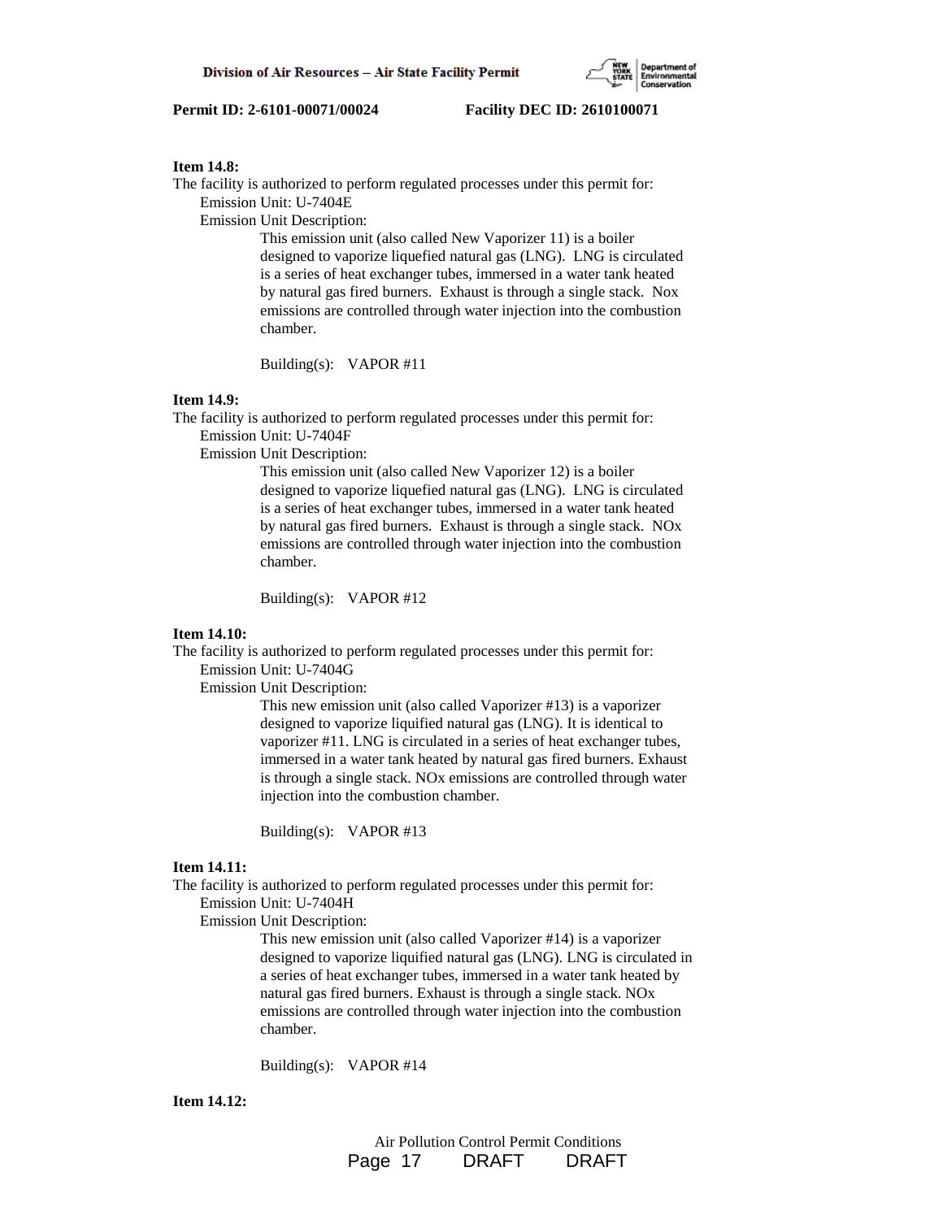**Item 14.8:**

The facility is authorized to perform regulated processes under this permit for:

Emission Unit: U-7404E

Emission Unit Description:

This emission unit (also called New Vaporizer 11) is a boiler designed to vaporize liquefied natural gas (LNG). LNG is circulated is a series of heat exchanger tubes, immersed in a water tank heated by natural gas fired burners. Exhaust is through a single stack. Nox emissions are controlled through water injection into the combustion chamber.

Building(s): VAPOR #11

**Item 14.9:**

The facility is authorized to perform regulated processes under this permit for:

Emission Unit: U-7404F

Emission Unit Description:

This emission unit (also called New Vaporizer 12) is a boiler designed to vaporize liquefied natural gas (LNG). LNG is circulated is a series of heat exchanger tubes, immersed in a water tank heated by natural gas fired burners. Exhaust is through a single stack. NOx emissions are controlled through water injection into the combustion chamber.

Building(s): VAPOR #12

**Item 14.10:**

The facility is authorized to perform regulated processes under this permit for:

Emission Unit: U-7404G

Emission Unit Description:

This new emission unit (also called Vaporizer #13) is a vaporizer designed to vaporize liquified natural gas (LNG). It is identical to vaporizer #11. LNG is circulated in a series of heat exchanger tubes, immersed in a water tank heated by natural gas fired burners. Exhaust is through a single stack. NOx emissions are controlled through water injection into the combustion chamber.

Building(s): VAPOR #13

**Item 14.11:**

The facility is authorized to perform regulated processes under this permit for:

Emission Unit: U-7404H

Emission Unit Description:

This new emission unit (also called Vaporizer #14) is a vaporizer designed to vaporize liquified natural gas (LNG). LNG is circulated in a series of heat exchanger tubes, immersed in a water tank heated by natural gas fired burners. Exhaust is through a single stack. NOx emissions are controlled through water injection into the combustion chamber.

Building(s): VAPOR #14

**Item 14.12:**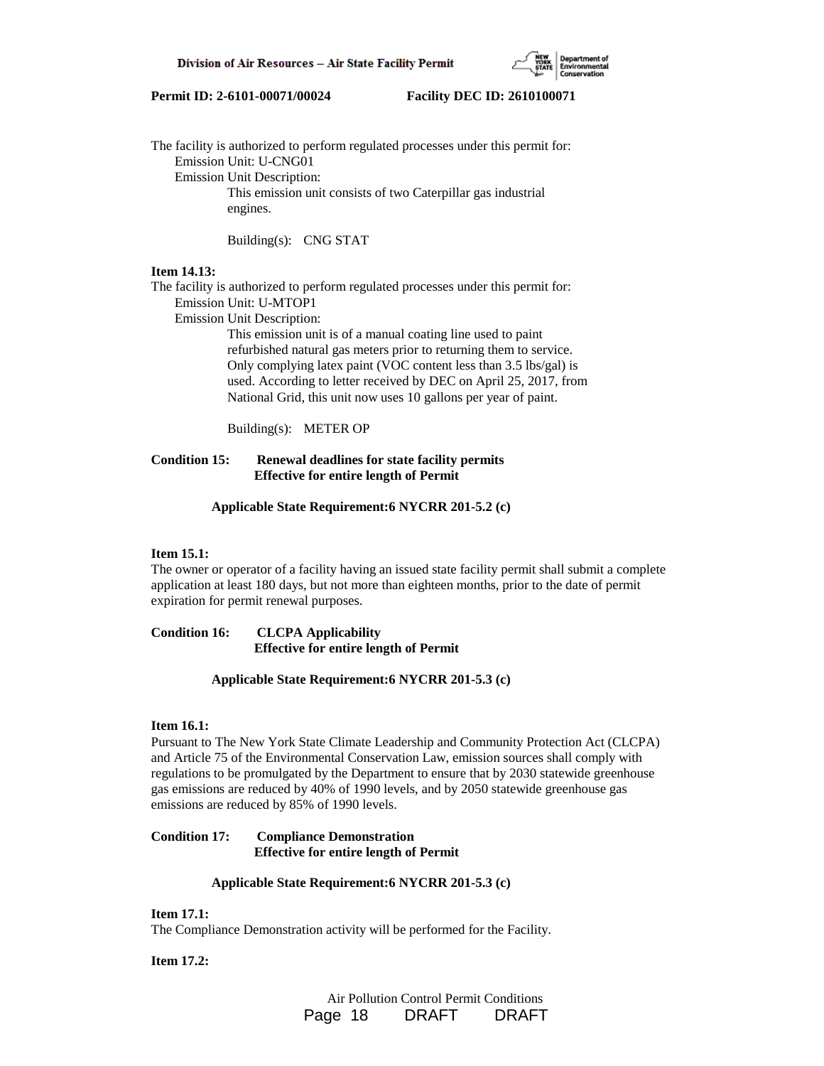The facility is authorized to perform regulated processes under this permit for:
Emission Unit: U-CNG01
Emission Unit Description:
This emission unit consists of two Caterpillar gas industrial engines.

Building(s): CNG STAT

**Item 14.13:**
The facility is authorized to perform regulated processes under this permit for:
Emission Unit: U-MTOP1
Emission Unit Description:
This emission unit is of a manual coating line used to paint refurbished natural gas meters prior to returning them to service. Only complying latex paint (VOC content less than 3.5 lbs/gal) is used. According to letter received by DEC on April 25, 2017, from National Grid, this unit now uses 10 gallons per year of paint.

Building(s): METER OP

**Condition 15: Renewal deadlines for state facility permits**
**Effective for entire length of Permit**

**Applicable State Requirement:6 NYCRR 201-5.2 (c)**

**Item 15.1:**
The owner or operator of a facility having an issued state facility permit shall submit a complete application at least 180 days, but not more than eighteen months, prior to the date of permit expiration for permit renewal purposes.

**Condition 16: CLCPA Applicability**
**Effective for entire length of Permit**

**Applicable State Requirement:6 NYCRR 201-5.3 (c)**

**Item 16.1:**
Pursuant to The New York State Climate Leadership and Community Protection Act (CLCPA) and Article 75 of the Environmental Conservation Law, emission sources shall comply with regulations to be promulgated by the Department to ensure that by 2030 statewide greenhouse gas emissions are reduced by 40% of 1990 levels, and by 2050 statewide greenhouse gas emissions are reduced by 85% of 1990 levels.

**Condition 17: Compliance Demonstration**
**Effective for entire length of Permit**

**Applicable State Requirement:6 NYCRR 201-5.3 (c)**

**Item 17.1:**
The Compliance Demonstration activity will be performed for the Facility.

**Item 17.2:**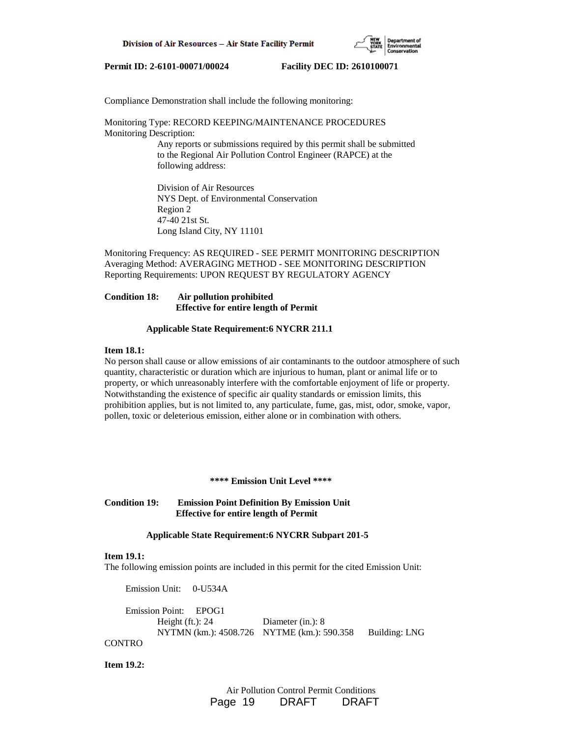Compliance Demonstration shall include the following monitoring:

Monitoring Type: RECORD KEEPING/MAINTENANCE PROCEDURES
Monitoring Description:

Any reports or submissions required by this permit shall be submitted to the Regional Air Pollution Control Engineer (RAPCE) at the following address:

Division of Air Resources
NYS Dept. of Environmental Conservation
Region 2
47-40 21st St.
Long Island City, NY 11101

Monitoring Frequency: AS REQUIRED - SEE PERMIT MONITORING DESCRIPTION
Averaging Method: AVERAGING METHOD - SEE MONITORING DESCRIPTION
Reporting Requirements: UPON REQUEST BY REGULATORY AGENCY

**Condition 18: Air pollution prohibited**
**Effective for entire length of Permit**

**Applicable State Requirement:6 NYCRR 211.1**

**Item 18.1:**
No person shall cause or allow emissions of air contaminants to the outdoor atmosphere of such quantity, characteristic or duration which are injurious to human, plant or animal life or to property, or which unreasonably interfere with the comfortable enjoyment of life or property. Notwithstanding the existence of specific air quality standards or emission limits, this prohibition applies, but is not limited to, any particulate, fume, gas, mist, odor, smoke, vapor, pollen, toxic or deleterious emission, either alone or in combination with others.

**\*\*\*\* Emission Unit Level \*\*\*\***

**Condition 19: Emission Point Definition By Emission Unit**
**Effective for entire length of Permit**

**Applicable State Requirement:6 NYCRR Subpart 201-5**

**Item 19.1:**
The following emission points are included in this permit for the cited Emission Unit:

Emission Unit: 0-U534A

Emission Point: EPOG1
Height (ft.): 24 Diameter (in.): 8
NYTMN (km.): 4508.726 NYTME (km.): 590.358 Building: LNG CONTRO

**Item 19.2:**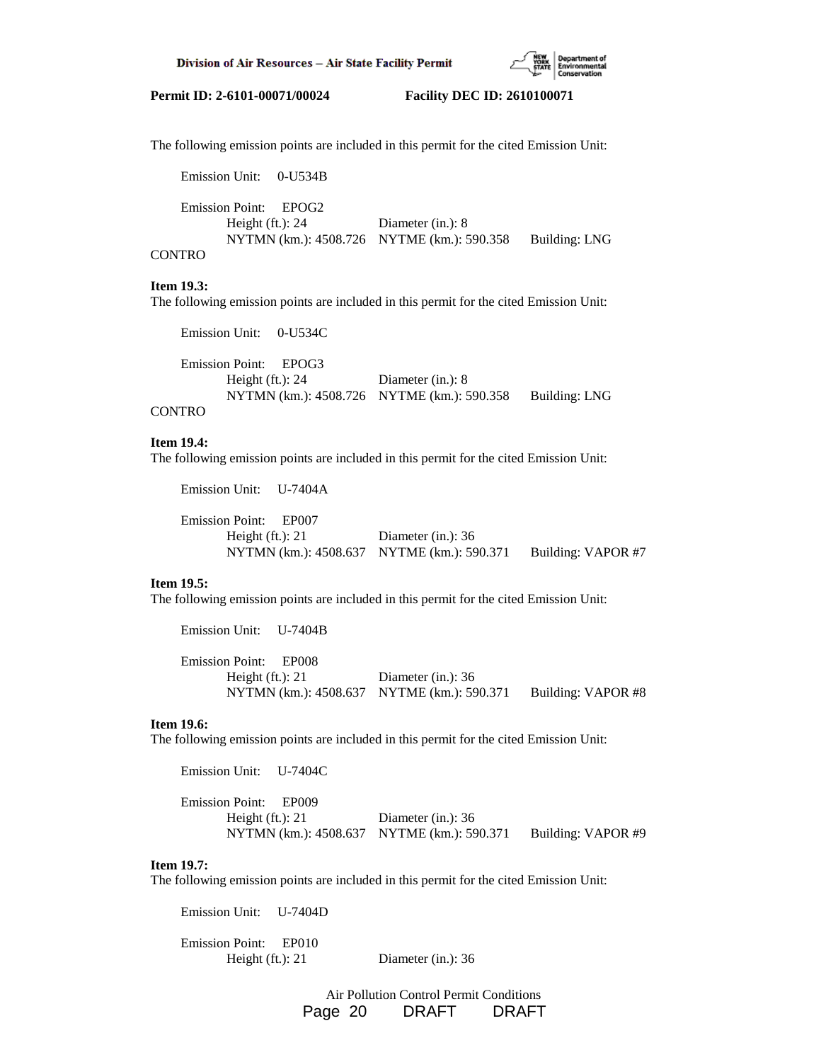The following emission points are included in this permit for the cited Emission Unit:

Emission Unit: 0-U534B

Emission Point: EPOG2
Height (ft.): 24 Diameter (in.): 8
NYTMN (km.): 4508.726 NYTME (km.): 590.358 Building: LNG CONTRO

**Item 19.3:**
The following emission points are included in this permit for the cited Emission Unit:

Emission Unit: 0-U534C

Emission Point: EPOG3
Height (ft.): 24 Diameter (in.): 8
NYTMN (km.): 4508.726 NYTME (km.): 590.358 Building: LNG CONTRO

**Item 19.4:**
The following emission points are included in this permit for the cited Emission Unit:

Emission Unit: U-7404A

Emission Point: EP007
Height (ft.): 21 Diameter (in.): 36
NYTMN (km.): 4508.637 NYTME (km.): 590.371 Building: VAPOR #7

**Item 19.5:**
The following emission points are included in this permit for the cited Emission Unit:

Emission Unit: U-7404B

Emission Point: EP008
Height (ft.): 21 Diameter (in.): 36
NYTMN (km.): 4508.637 NYTME (km.): 590.371 Building: VAPOR #8

**Item 19.6:**
The following emission points are included in this permit for the cited Emission Unit:

Emission Unit: U-7404C

Emission Point: EP009
Height (ft.): 21 Diameter (in.): 36
NYTMN (km.): 4508.637 NYTME (km.): 590.371 Building: VAPOR #9

**Item 19.7:**
The following emission points are included in this permit for the cited Emission Unit:

Emission Unit: U-7404D

Emission Point: EP010
Height (ft.): 21 Diameter (in.): 36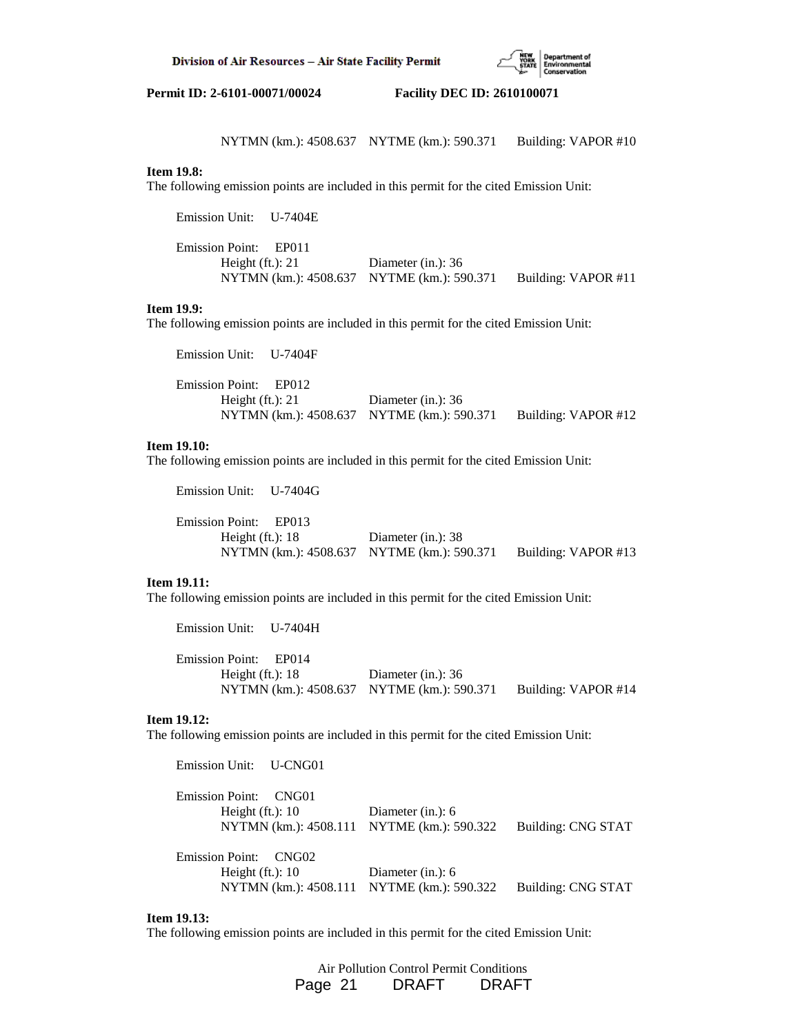NYTMN (km.): 4508.637 NYTME (km.): 590.371 Building: VAPOR #10

**Item 19.8:**
The following emission points are included in this permit for the cited Emission Unit:

Emission Unit: U-7404E

Emission Point: EP011
Height (ft.): 21 Diameter (in.): 36
NYTMN (km.): 4508.637 NYTME (km.): 590.371 Building: VAPOR #11

**Item 19.9:**
The following emission points are included in this permit for the cited Emission Unit:

Emission Unit: U-7404F

Emission Point: EP012
Height (ft.): 21 Diameter (in.): 36
NYTMN (km.): 4508.637 NYTME (km.): 590.371 Building: VAPOR #12

**Item 19.10:**
The following emission points are included in this permit for the cited Emission Unit:

Emission Unit: U-7404G

Emission Point: EP013
Height (ft.): 18 Diameter (in.): 38
NYTMN (km.): 4508.637 NYTME (km.): 590.371 Building: VAPOR #13

**Item 19.11:**
The following emission points are included in this permit for the cited Emission Unit:

Emission Unit: U-7404H

Emission Point: EP014
Height (ft.): 18 Diameter (in.): 36
NYTMN (km.): 4508.637 NYTME (km.): 590.371 Building: VAPOR #14

**Item 19.12:**
The following emission points are included in this permit for the cited Emission Unit:

Emission Unit: U-CNG01

Emission Point: CNG01
Height (ft.): 10 Diameter (in.): 6
NYTMN (km.): 4508.111 NYTME (km.): 590.322 Building: CNG STAT

Emission Point: CNG02
Height (ft.): 10 Diameter (in.): 6
NYTMN (km.): 4508.111 NYTME (km.): 590.322 Building: CNG STAT

**Item 19.13:**
The following emission points are included in this permit for the cited Emission Unit: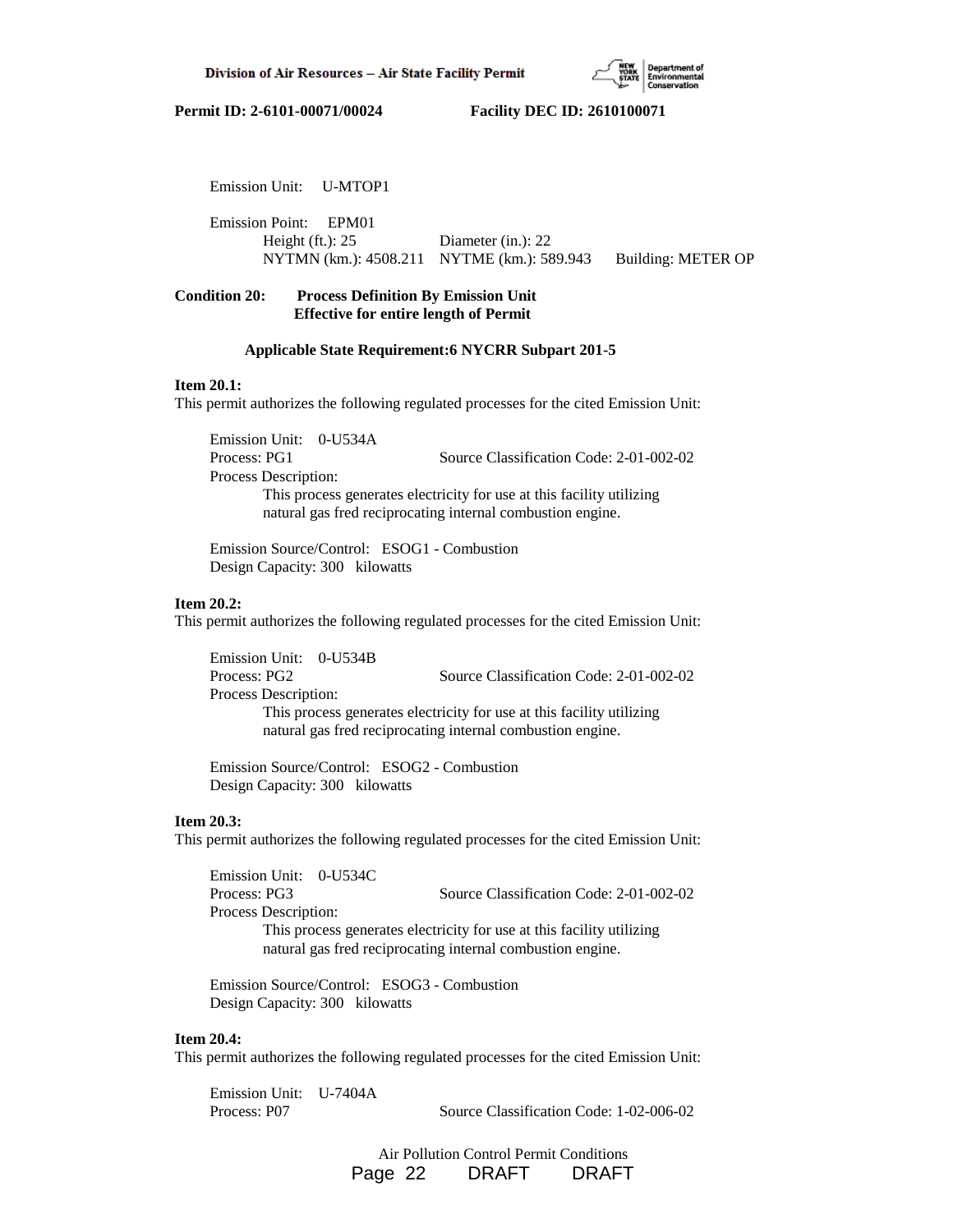Emission Unit: U-MTOP1

Emission Point: EPM01
Height (ft.): 25 Diameter (in.): 22
NYTMN (km.): 4508.211 NYTME (km.): 589.943 Building: METER OP

**Condition 20: Process Definition By Emission Unit**
**Effective for entire length of Permit**

**Applicable State Requirement:6 NYCRR Subpart 201-5**

**Item 20.1:**
This permit authorizes the following regulated processes for the cited Emission Unit:

Emission Unit: 0-U534A
Process: PG1 Source Classification Code: 2-01-002-02
Process Description:
This process generates electricity for use at this facility utilizing natural gas fred reciprocating internal combustion engine.

Emission Source/Control: ESOG1 - Combustion
Design Capacity: 300 kilowatts

**Item 20.2:**
This permit authorizes the following regulated processes for the cited Emission Unit:

Emission Unit: 0-U534B
Process: PG2 Source Classification Code: 2-01-002-02
Process Description:
This process generates electricity for use at this facility utilizing natural gas fred reciprocating internal combustion engine.

Emission Source/Control: ESOG2 - Combustion
Design Capacity: 300 kilowatts

**Item 20.3:**
This permit authorizes the following regulated processes for the cited Emission Unit:

Emission Unit: 0-U534C
Process: PG3 Source Classification Code: 2-01-002-02
Process Description:
This process generates electricity for use at this facility utilizing natural gas fred reciprocating internal combustion engine.

Emission Source/Control: ESOG3 - Combustion
Design Capacity: 300 kilowatts

**Item 20.4:**
This permit authorizes the following regulated processes for the cited Emission Unit:

Emission Unit: U-7404A
Process: P07 Source Classification Code: 1-02-006-02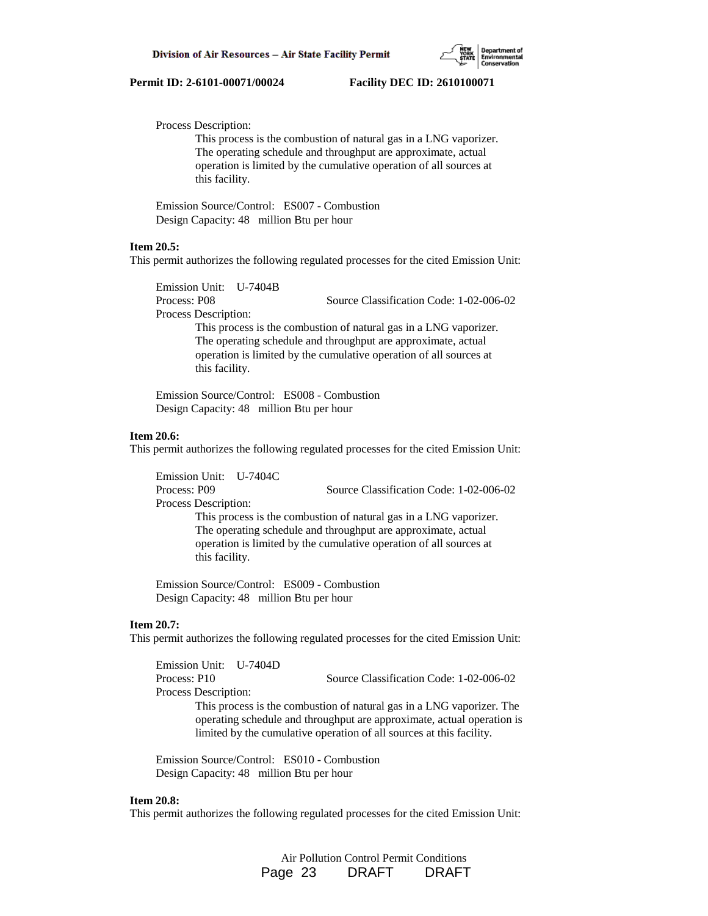Process Description:

This process is the combustion of natural gas in a LNG vaporizer. The operating schedule and throughput are approximate, actual operation is limited by the cumulative operation of all sources at this facility.

Emission Source/Control: ES007 - Combustion
Design Capacity: 48 million Btu per hour

**Item 20.5:**
This permit authorizes the following regulated processes for the cited Emission Unit:

Emission Unit: U-7404B
Process: P08 Source Classification Code: 1-02-006-02
Process Description:

This process is the combustion of natural gas in a LNG vaporizer. The operating schedule and throughput are approximate, actual operation is limited by the cumulative operation of all sources at this facility.

Emission Source/Control: ES008 - Combustion
Design Capacity: 48 million Btu per hour

**Item 20.6:**
This permit authorizes the following regulated processes for the cited Emission Unit:

Emission Unit: U-7404C
Process: P09 Source Classification Code: 1-02-006-02
Process Description:

This process is the combustion of natural gas in a LNG vaporizer. The operating schedule and throughput are approximate, actual operation is limited by the cumulative operation of all sources at this facility.

Emission Source/Control: ES009 - Combustion
Design Capacity: 48 million Btu per hour

**Item 20.7:**
This permit authorizes the following regulated processes for the cited Emission Unit:

Emission Unit: U-7404D
Process: P10 Source Classification Code: 1-02-006-02
Process Description:

This process is the combustion of natural gas in a LNG vaporizer. The operating schedule and throughput are approximate, actual operation is limited by the cumulative operation of all sources at this facility.

Emission Source/Control: ES010 - Combustion
Design Capacity: 48 million Btu per hour

**Item 20.8:**
This permit authorizes the following regulated processes for the cited Emission Unit: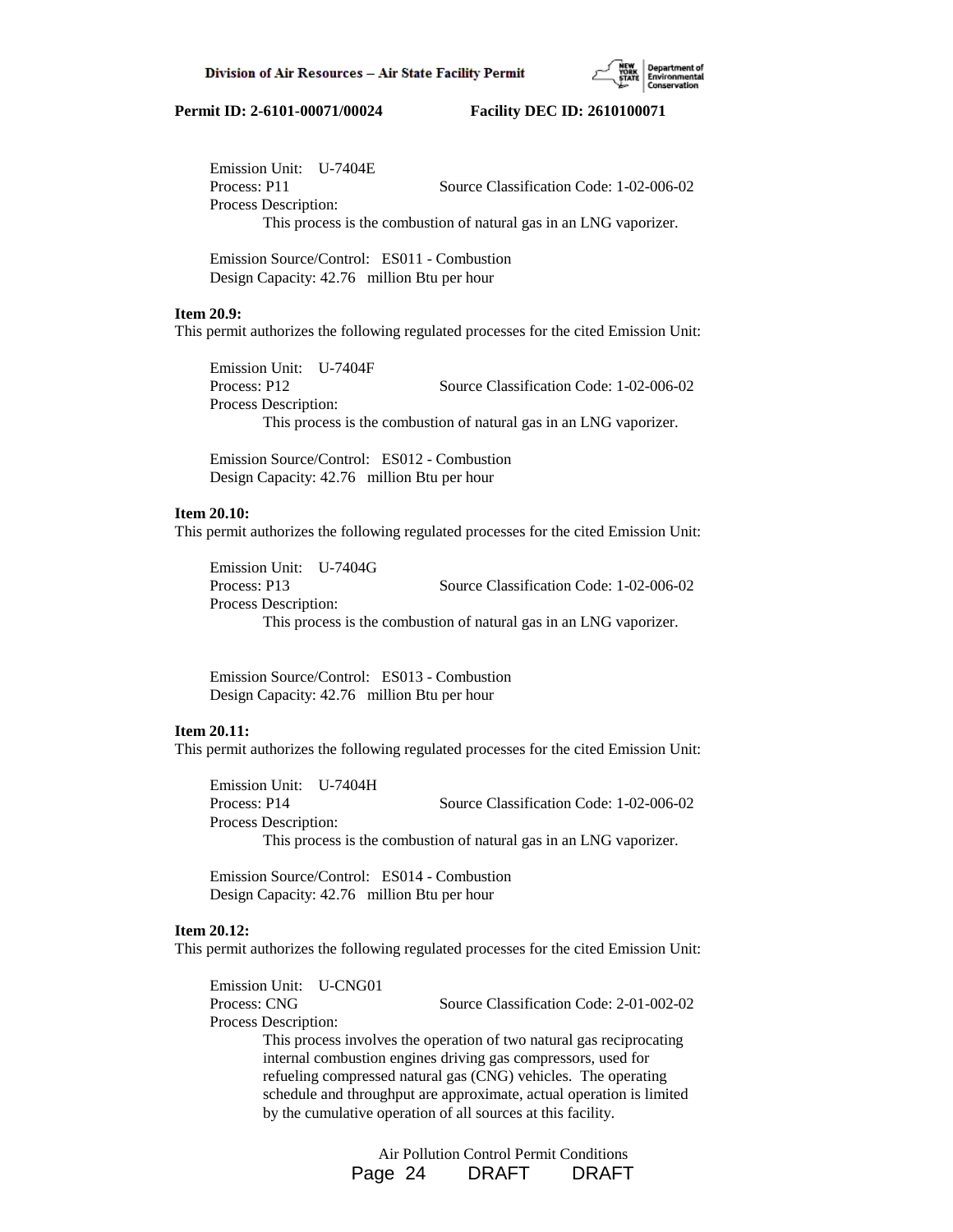Emission Unit: U-7404E
Process: P11 Source Classification Code: 1-02-006-02
Process Description:
This process is the combustion of natural gas in an LNG vaporizer.

Emission Source/Control: ES011 - Combustion
Design Capacity: 42.76 million Btu per hour

**Item 20.9:**
This permit authorizes the following regulated processes for the cited Emission Unit:

Emission Unit: U-7404F
Process: P12 Source Classification Code: 1-02-006-02
Process Description:
This process is the combustion of natural gas in an LNG vaporizer.

Emission Source/Control: ES012 - Combustion
Design Capacity: 42.76 million Btu per hour

**Item 20.10:**
This permit authorizes the following regulated processes for the cited Emission Unit:

Emission Unit: U-7404G
Process: P13 Source Classification Code: 1-02-006-02
Process Description:
This process is the combustion of natural gas in an LNG vaporizer.

Emission Source/Control: ES013 - Combustion
Design Capacity: 42.76 million Btu per hour

**Item 20.11:**
This permit authorizes the following regulated processes for the cited Emission Unit:

Emission Unit: U-7404H
Process: P14 Source Classification Code: 1-02-006-02
Process Description:
This process is the combustion of natural gas in an LNG vaporizer.

Emission Source/Control: ES014 - Combustion
Design Capacity: 42.76 million Btu per hour

**Item 20.12:**
This permit authorizes the following regulated processes for the cited Emission Unit:

Emission Unit: U-CNG01
Process: CNG Source Classification Code: 2-01-002-02
Process Description:
This process involves the operation of two natural gas reciprocating internal combustion engines driving gas compressors, used for refueling compressed natural gas (CNG) vehicles. The operating schedule and throughput are approximate, actual operation is limited by the cumulative operation of all sources at this facility.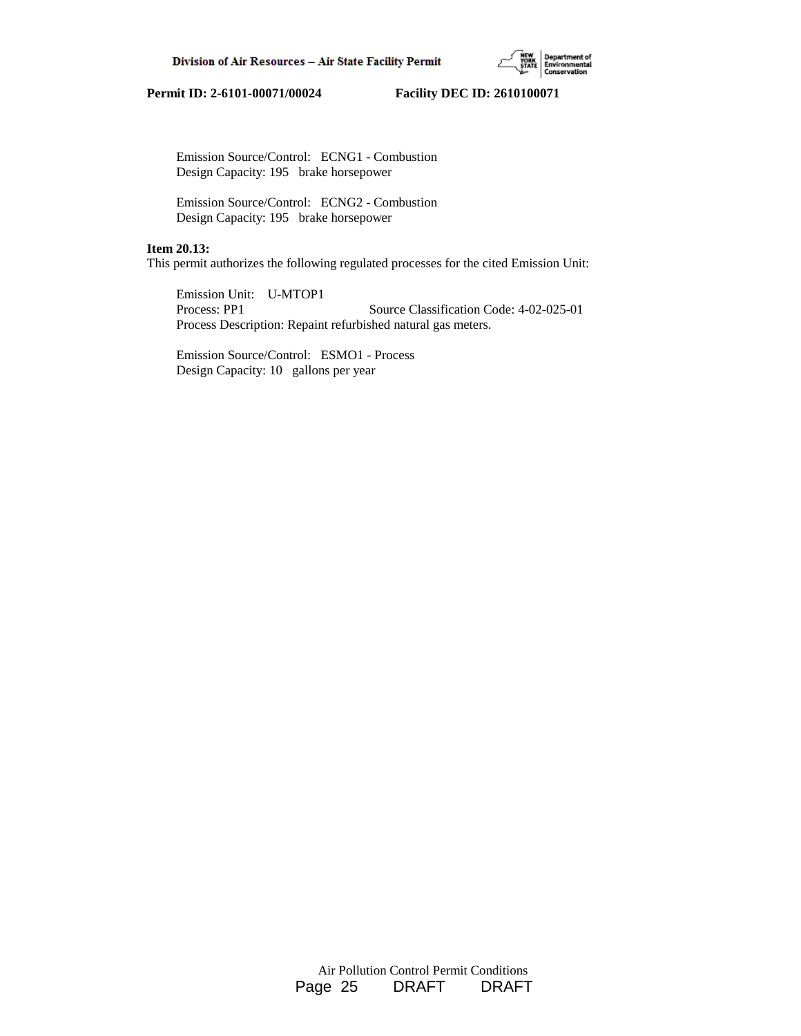Emission Source/Control: ECNG1 - Combustion
Design Capacity: 195 brake horsepower

Emission Source/Control: ECNG2 - Combustion
Design Capacity: 195 brake horsepower

**Item 20.13:**
This permit authorizes the following regulated processes for the cited Emission Unit:

Emission Unit: U-MTOP1
Process: PP1 Source Classification Code: 4-02-025-01
Process Description: Repaint refurbished natural gas meters.

Emission Source/Control: ESMO1 - Process
Design Capacity: 10 gallons per year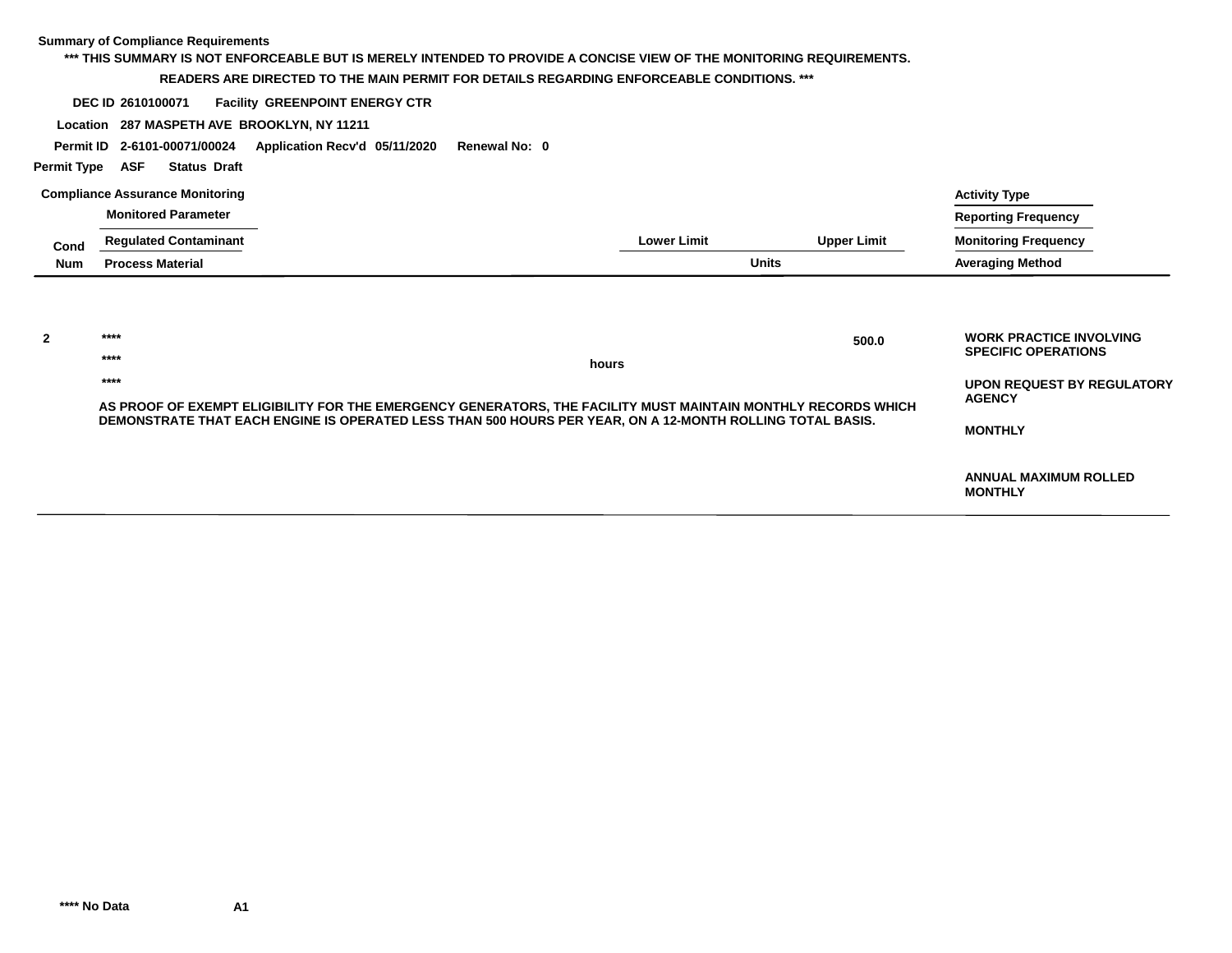**Summary of Compliance Requirements**

**\*\*\* THIS SUMMARY IS NOT ENFORCEABLE BUT IS MERELY INTENDED TO PROVIDE A CONCISE VIEW OF THE MONITORING REQUIREMENTS.**

**READERS ARE DIRECTED TO THE MAIN PERMIT FOR DETAILS REGARDING ENFORCEABLE CONDITIONS. \*\*\***

**DEC ID** 2610100071 **Facility** GREENPOINT ENERGY CTR

**Location** 287 MASPETH AVE BROOKLYN, NY 11211

**Permit ID** 2-6101-00071/00024 **Application Recv'd** 05/11/2020 **Renewal No:** 0

**Permit Type** ASF **Status** Draft

**Compliance Assurance Monitoring**

| Cond Num | Monitored Parameter / Regulated Contaminant / Process Material | Lower Limit | Upper Limit | Units | Activity Type / Reporting Frequency / Monitoring Frequency / Averaging Method |
|---|---|---|---|---|---|
| 2 | \*\*\*\* / \*\*\*\* / \*\*\*\* | | 500.0 | hours | WORK PRACTICE INVOLVING SPECIFIC OPERATIONS / UPON REQUEST BY REGULATORY AGENCY / MONTHLY / ANNUAL MAXIMUM ROLLED MONTHLY |

AS PROOF OF EXEMPT ELIGIBILITY FOR THE EMERGENCY GENERATORS, THE FACILITY MUST MAINTAIN MONTHLY RECORDS WHICH DEMONSTRATE THAT EACH ENGINE IS OPERATED LESS THAN 500 HOURS PER YEAR, ON A 12-MONTH ROLLING TOTAL BASIS.

\*\*\*\* No Data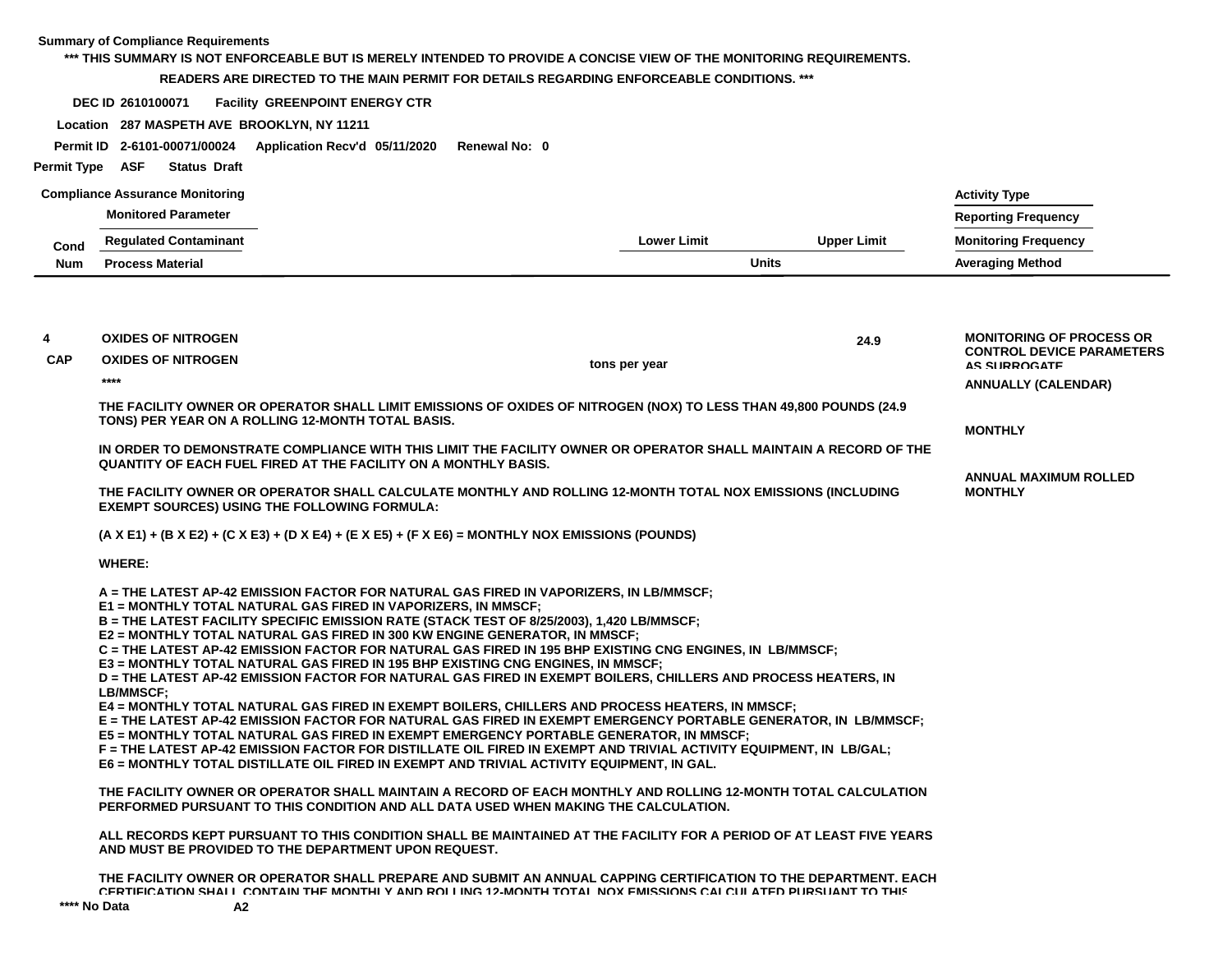**Summary of Compliance Requirements**

**\*\*\* THIS SUMMARY IS NOT ENFORCEABLE BUT IS MERELY INTENDED TO PROVIDE A CONCISE VIEW OF THE MONITORING REQUIREMENTS.**

**READERS ARE DIRECTED TO THE MAIN PERMIT FOR DETAILS REGARDING ENFORCEABLE CONDITIONS. \*\*\***

**DEC ID** 2610100071 **Facility** GREENPOINT ENERGY CTR

**Location** 287 MASPETH AVE BROOKLYN, NY 11211

**Permit ID** 2-6101-00071/00024 **Application Recv'd** 05/11/2020 **Renewal No:** 0

**Permit Type** ASF **Status** Draft

**Compliance Assurance Monitoring**

| Cond Num | Monitored Parameter / Regulated Contaminant / Process Material | Lower Limit | Upper Limit | Units | Activity Type / Reporting Frequency / Monitoring Frequency / Averaging Method |
|---|---|---|---|---|---|
| 4 CAP | OXIDES OF NITROGEN / OXIDES OF NITROGEN / \*\*\*\* | | 24.9 | tons per year | MONITORING OF PROCESS OR CONTROL DEVICE PARAMETERS AS SURROGATE / ANNUALLY (CALENDAR) / MONTHLY / ANNUAL MAXIMUM ROLLED MONTHLY |

THE FACILITY OWNER OR OPERATOR SHALL LIMIT EMISSIONS OF OXIDES OF NITROGEN (NOX) TO LESS THAN 49,800 POUNDS (24.9 TONS) PER YEAR ON A ROLLING 12-MONTH TOTAL BASIS.

IN ORDER TO DEMONSTRATE COMPLIANCE WITH THIS LIMIT THE FACILITY OWNER OR OPERATOR SHALL MAINTAIN A RECORD OF THE QUANTITY OF EACH FUEL FIRED AT THE FACILITY ON A MONTHLY BASIS.

THE FACILITY OWNER OR OPERATOR SHALL CALCULATE MONTHLY AND ROLLING 12-MONTH TOTAL NOX EMISSIONS (INCLUDING EXEMPT SOURCES) USING THE FOLLOWING FORMULA:

(A X E1) + (B X E2) + (C X E3) + (D X E4) + (E X E5) + (F X E6) = MONTHLY NOX EMISSIONS (POUNDS)

WHERE:

A = THE LATEST AP-42 EMISSION FACTOR FOR NATURAL GAS FIRED IN VAPORIZERS, IN LB/MMSCF;
E1 = MONTHLY TOTAL NATURAL GAS FIRED IN VAPORIZERS, IN MMSCF;
B = THE LATEST FACILITY SPECIFIC EMISSION RATE (STACK TEST OF 8/25/2003), 1,420 LB/MMSCF;
E2 = MONTHLY TOTAL NATURAL GAS FIRED IN 300 KW ENGINE GENERATOR, IN MMSCF;
C = THE LATEST AP-42 EMISSION FACTOR FOR NATURAL GAS FIRED IN 195 BHP EXISTING CNG ENGINES, IN LB/MMSCF;
E3 = MONTHLY TOTAL NATURAL GAS FIRED IN 195 BHP EXISTING CNG ENGINES, IN MMSCF;
D = THE LATEST AP-42 EMISSION FACTOR FOR NATURAL GAS FIRED IN EXEMPT BOILERS, CHILLERS AND PROCESS HEATERS, IN LB/MMSCF;
E4 = MONTHLY TOTAL NATURAL GAS FIRED IN EXEMPT BOILERS, CHILLERS AND PROCESS HEATERS, IN MMSCF;
E = THE LATEST AP-42 EMISSION FACTOR FOR NATURAL GAS FIRED IN EXEMPT EMERGENCY PORTABLE GENERATOR, IN LB/MMSCF;
E5 = MONTHLY TOTAL NATURAL GAS FIRED IN EXEMPT EMERGENCY PORTABLE GENERATOR, IN MMSCF;
F = THE LATEST AP-42 EMISSION FACTOR FOR DISTILLATE OIL FIRED IN EXEMPT AND TRIVIAL ACTIVITY EQUIPMENT, IN LB/GAL;
E6 = MONTHLY TOTAL DISTILLATE OIL FIRED IN EXEMPT AND TRIVIAL ACTIVITY EQUIPMENT, IN GAL.

THE FACILITY OWNER OR OPERATOR SHALL MAINTAIN A RECORD OF EACH MONTHLY AND ROLLING 12-MONTH TOTAL CALCULATION PERFORMED PURSUANT TO THIS CONDITION AND ALL DATA USED WHEN MAKING THE CALCULATION.

ALL RECORDS KEPT PURSUANT TO THIS CONDITION SHALL BE MAINTAINED AT THE FACILITY FOR A PERIOD OF AT LEAST FIVE YEARS AND MUST BE PROVIDED TO THE DEPARTMENT UPON REQUEST.

THE FACILITY OWNER OR OPERATOR SHALL PREPARE AND SUBMIT AN ANNUAL CAPPING CERTIFICATION TO THE DEPARTMENT. EACH CERTIFICATION SHALL CONTAIN THE MONTHLY AND ROLLING 12-MONTH TOTAL NOX EMISSIONS CALCULATED PURSUANT TO THIS

\*\*\*\* No Data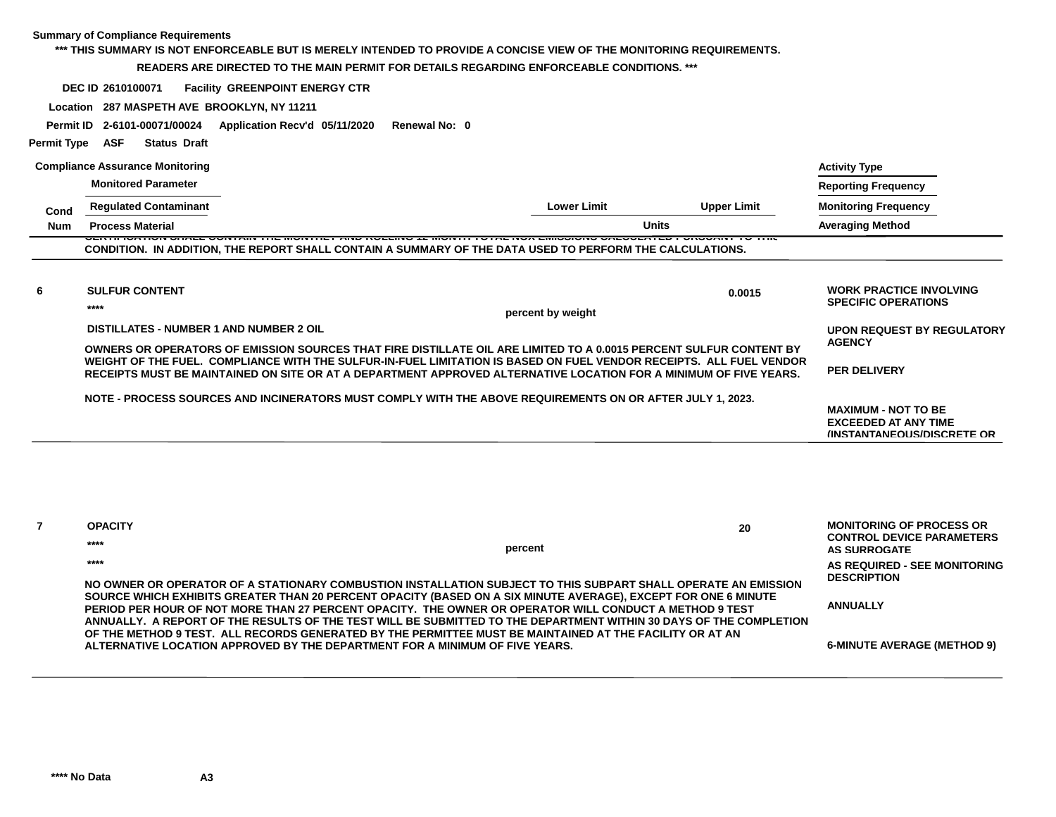**Summary of Compliance Requirements**

**\*\*\* THIS SUMMARY IS NOT ENFORCEABLE BUT IS MERELY INTENDED TO PROVIDE A CONCISE VIEW OF THE MONITORING REQUIREMENTS.**

**READERS ARE DIRECTED TO THE MAIN PERMIT FOR DETAILS REGARDING ENFORCEABLE CONDITIONS. \*\*\***

**DEC ID** 2610100071 **Facility** GREENPOINT ENERGY CTR

**Location** 287 MASPETH AVE BROOKLYN, NY 11211

**Permit ID** 2-6101-00071/00024 **Application Recv'd** 05/11/2020 **Renewal No:** 0

**Permit Type** ASF **Status** Draft

**Compliance Assurance Monitoring**

| Cond Num | Monitored Parameter / Regulated Contaminant / Process Material | Lower Limit | Upper Limit | Units | Activity Type / Reporting Frequency / Monitoring Frequency / Averaging Method |
|---|---|---|---|---|---|
| | CERTIFICATION SHALL CONTAIN THE MONTHLY AND ROLLING 12 MONTH TOTAL NOX EMISSIONS CALCULATED PURSUANT TO THIS CONDITION. IN ADDITION, THE REPORT SHALL CONTAIN A SUMMARY OF THE DATA USED TO PERFORM THE CALCULATIONS. | | | | |
| 6 | SULFUR CONTENT<br>\*\*\*\*<br>DISTILLATES - NUMBER 1 AND NUMBER 2 OIL<br>OWNERS OR OPERATORS OF EMISSION SOURCES THAT FIRE DISTILLATE OIL ARE LIMITED TO A 0.0015 PERCENT SULFUR CONTENT BY WEIGHT OF THE FUEL. COMPLIANCE WITH THE SULFUR-IN-FUEL LIMITATION IS BASED ON FUEL VENDOR RECEIPTS. ALL FUEL VENDOR RECEIPTS MUST BE MAINTAINED ON SITE OR AT A DEPARTMENT APPROVED ALTERNATIVE LOCATION FOR A MINIMUM OF FIVE YEARS.<br>NOTE - PROCESS SOURCES AND INCINERATORS MUST COMPLY WITH THE ABOVE REQUIREMENTS ON OR AFTER JULY 1, 2023. | | 0.0015 | percent by weight | WORK PRACTICE INVOLVING SPECIFIC OPERATIONS<br>UPON REQUEST BY REGULATORY AGENCY<br>PER DELIVERY<br>MAXIMUM - NOT TO BE EXCEEDED AT ANY TIME (INSTANTANEOUS/DISCRETE OR |
| 7 | OPACITY<br>\*\*\*\*<br>\*\*\*\*<br>NO OWNER OR OPERATOR OF A STATIONARY COMBUSTION INSTALLATION SUBJECT TO THIS SUBPART SHALL OPERATE AN EMISSION SOURCE WHICH EXHIBITS GREATER THAN 20 PERCENT OPACITY (BASED ON A SIX MINUTE AVERAGE), EXCEPT FOR ONE 6 MINUTE PERIOD PER HOUR OF NOT MORE THAN 27 PERCENT OPACITY. THE OWNER OR OPERATOR WILL CONDUCT A METHOD 9 TEST ANNUALLY. A REPORT OF THE RESULTS OF THE TEST WILL BE SUBMITTED TO THE DEPARTMENT WITHIN 30 DAYS OF THE COMPLETION OF THE METHOD 9 TEST. ALL RECORDS GENERATED BY THE PERMITTEE MUST BE MAINTAINED AT THE FACILITY OR AT AN ALTERNATIVE LOCATION APPROVED BY THE DEPARTMENT FOR A MINIMUM OF FIVE YEARS. | | 20 | percent | MONITORING OF PROCESS OR CONTROL DEVICE PARAMETERS AS SURROGATE<br>AS REQUIRED - SEE MONITORING DESCRIPTION<br>ANNUALLY<br>6-MINUTE AVERAGE (METHOD 9) |

\*\*\*\* No Data A3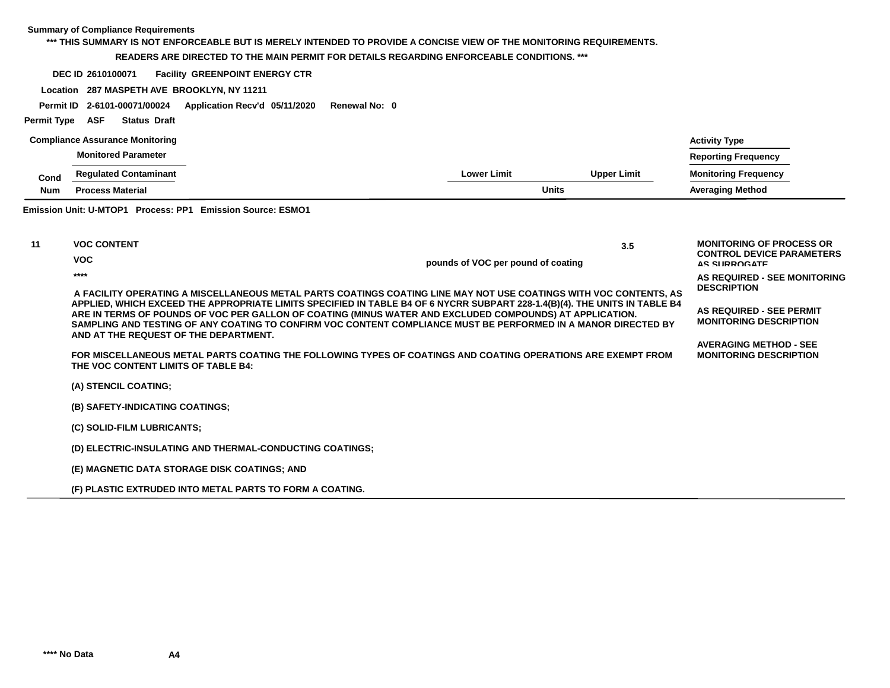**Summary of Compliance Requirements**

**\*\*\* THIS SUMMARY IS NOT ENFORCEABLE BUT IS MERELY INTENDED TO PROVIDE A CONCISE VIEW OF THE MONITORING REQUIREMENTS.**

**READERS ARE DIRECTED TO THE MAIN PERMIT FOR DETAILS REGARDING ENFORCEABLE CONDITIONS. \*\*\***

**DEC ID** 2610100071 **Facility** GREENPOINT ENERGY CTR

**Location** 287 MASPETH AVE BROOKLYN, NY 11211

**Permit ID** 2-6101-00071/00024 **Application Recv'd** 05/11/2020 **Renewal No:** 0

**Permit Type** ASF **Status** Draft

| Cond Num | Compliance Assurance Monitoring / Monitored Parameter / Regulated Contaminant / Process Material | Lower Limit | Upper Limit | Activity Type / Reporting Frequency / Monitoring Frequency / Averaging Method |
|---|---|---|---|---|
| | | Units | | |

**Emission Unit: U-MTOP1 Process: PP1 Emission Source: ESMO1**

| Cond Num | Parameter | Lower Limit | Upper Limit | Activity Type / Frequency |
|---|---|---|---|---|
| 11 | VOC CONTENT<br>VOC<br>\*\*\*\* | | 3.5<br>pounds of VOC per pound of coating | MONITORING OF PROCESS OR CONTROL DEVICE PARAMETERS AS SURROGATE<br>AS REQUIRED - SEE MONITORING DESCRIPTION<br>AS REQUIRED - SEE PERMIT MONITORING DESCRIPTION<br>AVERAGING METHOD - SEE MONITORING DESCRIPTION |

A FACILITY OPERATING A MISCELLANEOUS METAL PARTS COATINGS COATING LINE MAY NOT USE COATINGS WITH VOC CONTENTS, AS APPLIED, WHICH EXCEED THE APPROPRIATE LIMITS SPECIFIED IN TABLE B4 OF 6 NYCRR SUBPART 228-1.4(B)(4). THE UNITS IN TABLE B4 ARE IN TERMS OF POUNDS OF VOC PER GALLON OF COATING (MINUS WATER AND EXCLUDED COMPOUNDS) AT APPLICATION. SAMPLING AND TESTING OF ANY COATING TO CONFIRM VOC CONTENT COMPLIANCE MUST BE PERFORMED IN A MANOR DIRECTED BY AND AT THE REQUEST OF THE DEPARTMENT.

FOR MISCELLANEOUS METAL PARTS COATING THE FOLLOWING TYPES OF COATINGS AND COATING OPERATIONS ARE EXEMPT FROM THE VOC CONTENT LIMITS OF TABLE B4:

(A) STENCIL COATING;

(B) SAFETY-INDICATING COATINGS;

(C) SOLID-FILM LUBRICANTS;

(D) ELECTRIC-INSULATING AND THERMAL-CONDUCTING COATINGS;

(E) MAGNETIC DATA STORAGE DISK COATINGS; AND

(F) PLASTIC EXTRUDED INTO METAL PARTS TO FORM A COATING.

\*\*\*\* No Data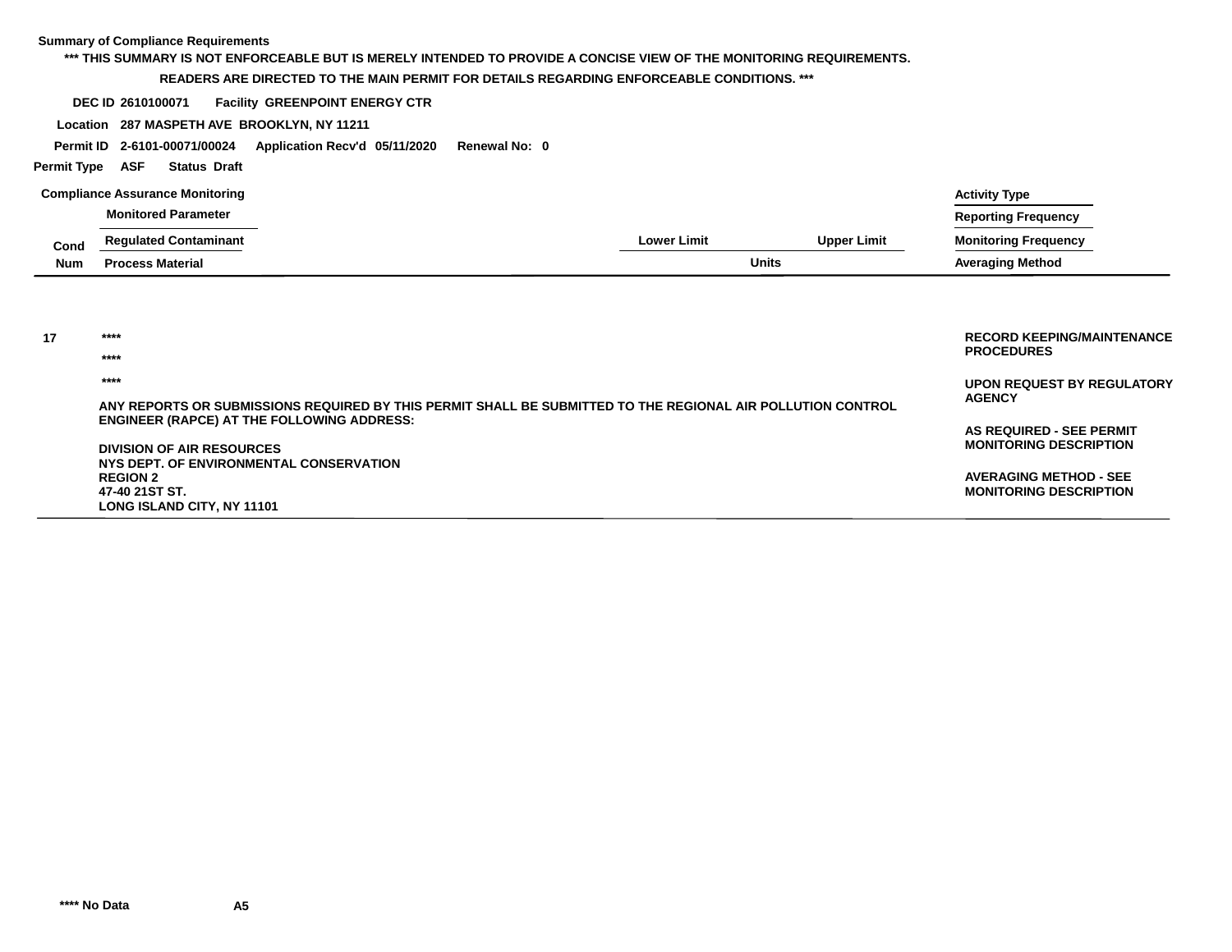**Summary of Compliance Requirements**

**\*\*\* THIS SUMMARY IS NOT ENFORCEABLE BUT IS MERELY INTENDED TO PROVIDE A CONCISE VIEW OF THE MONITORING REQUIREMENTS.**
**READERS ARE DIRECTED TO THE MAIN PERMIT FOR DETAILS REGARDING ENFORCEABLE CONDITIONS. \*\*\***

**DEC ID** 2610100071 **Facility** GREENPOINT ENERGY CTR

**Location** 287 MASPETH AVE BROOKLYN, NY 11211

**Permit ID** 2-6101-00071/00024 **Application Recv'd** 05/11/2020 **Renewal No:** 0

**Permit Type** ASF **Status** Draft

**Compliance Assurance Monitoring**

| Cond Num | Monitored Parameter / Regulated Contaminant / Process Material | Lower Limit | Upper Limit | Units | Activity Type / Reporting Frequency / Monitoring Frequency / Averaging Method |
|---|---|---|---|---|---|
| 17 | \*\*\*\* <br> \*\*\*\* <br> \*\*\*\* <br> ANY REPORTS OR SUBMISSIONS REQUIRED BY THIS PERMIT SHALL BE SUBMITTED TO THE REGIONAL AIR POLLUTION CONTROL ENGINEER (RAPCE) AT THE FOLLOWING ADDRESS: <br><br> DIVISION OF AIR RESOURCES <br> NYS DEPT. OF ENVIRONMENTAL CONSERVATION <br> REGION 2 <br> 47-40 21ST ST. <br> LONG ISLAND CITY, NY 11101 | | | | RECORD KEEPING/MAINTENANCE PROCEDURES <br><br> UPON REQUEST BY REGULATORY AGENCY <br><br> AS REQUIRED - SEE PERMIT MONITORING DESCRIPTION <br><br> AVERAGING METHOD - SEE MONITORING DESCRIPTION |

\*\*\*\* No Data

A5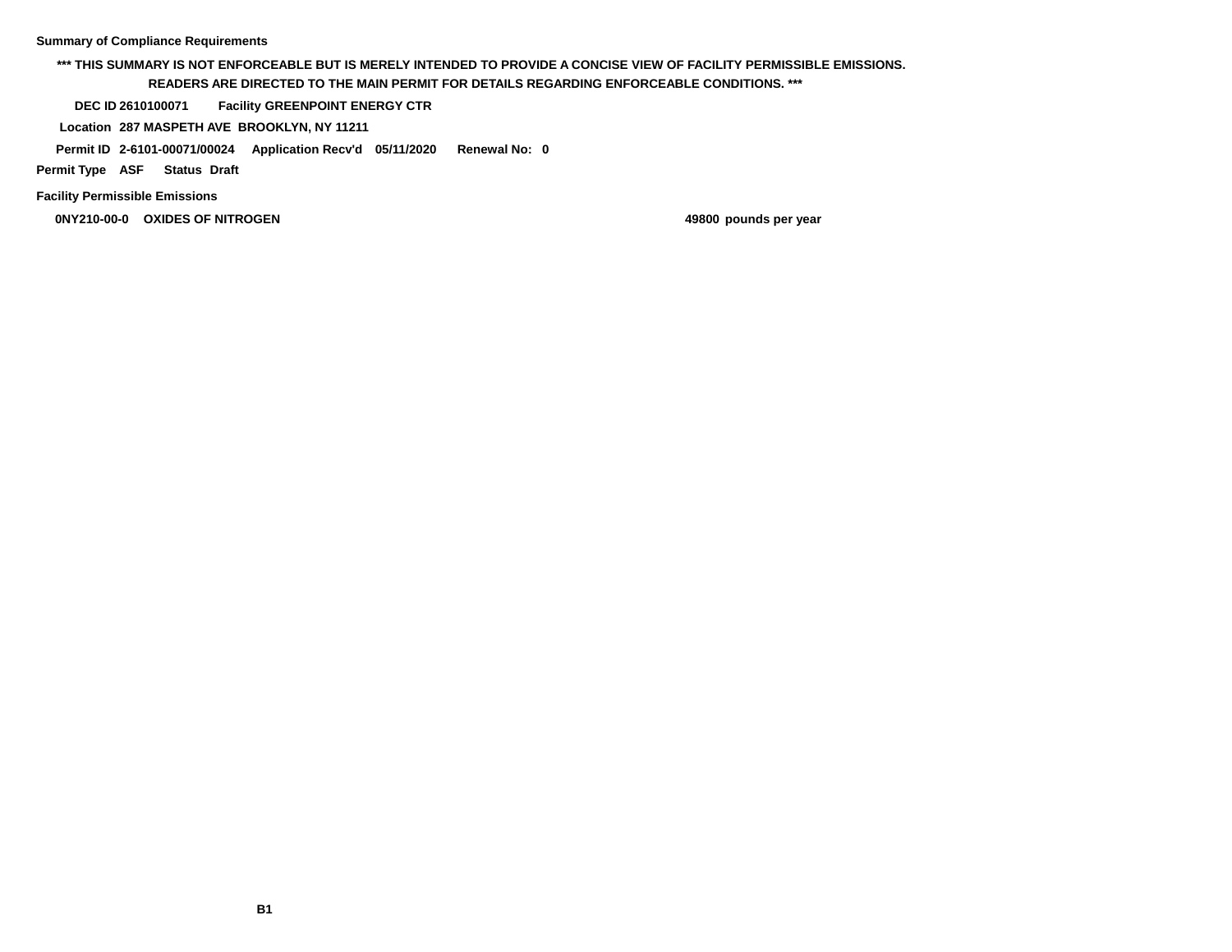**Summary of Compliance Requirements**

**\*\*\* THIS SUMMARY IS NOT ENFORCEABLE BUT IS MERELY INTENDED TO PROVIDE A CONCISE VIEW OF FACILITY PERMISSIBLE EMISSIONS. READERS ARE DIRECTED TO THE MAIN PERMIT FOR DETAILS REGARDING ENFORCEABLE CONDITIONS. \*\*\***

**DEC ID** 2610100071 **Facility** GREENPOINT ENERGY CTR

**Location** 287 MASPETH AVE BROOKLYN, NY 11211

**Permit ID** 2-6101-00071/00024 **Application Recv'd** 05/11/2020 **Renewal No:** 0

**Permit Type** ASF **Status** Draft

**Facility Permissible Emissions**

| | | |
|---|---|---|
| 0NY210-00-0 | OXIDES OF NITROGEN | 49800 pounds per year |

**B1**